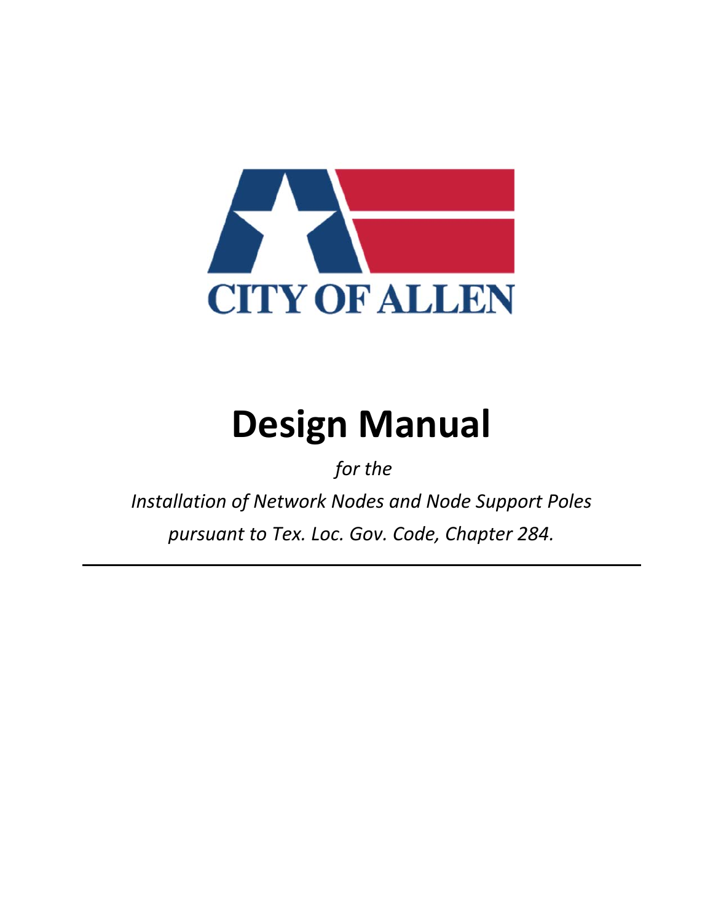CITY OF ALLEN

# Design Manual

*for the*

*Installation of Network Nodes and Node Support Poles*

*pursuant to Tex. Loc. Gov. Code, Chapter 284.*

---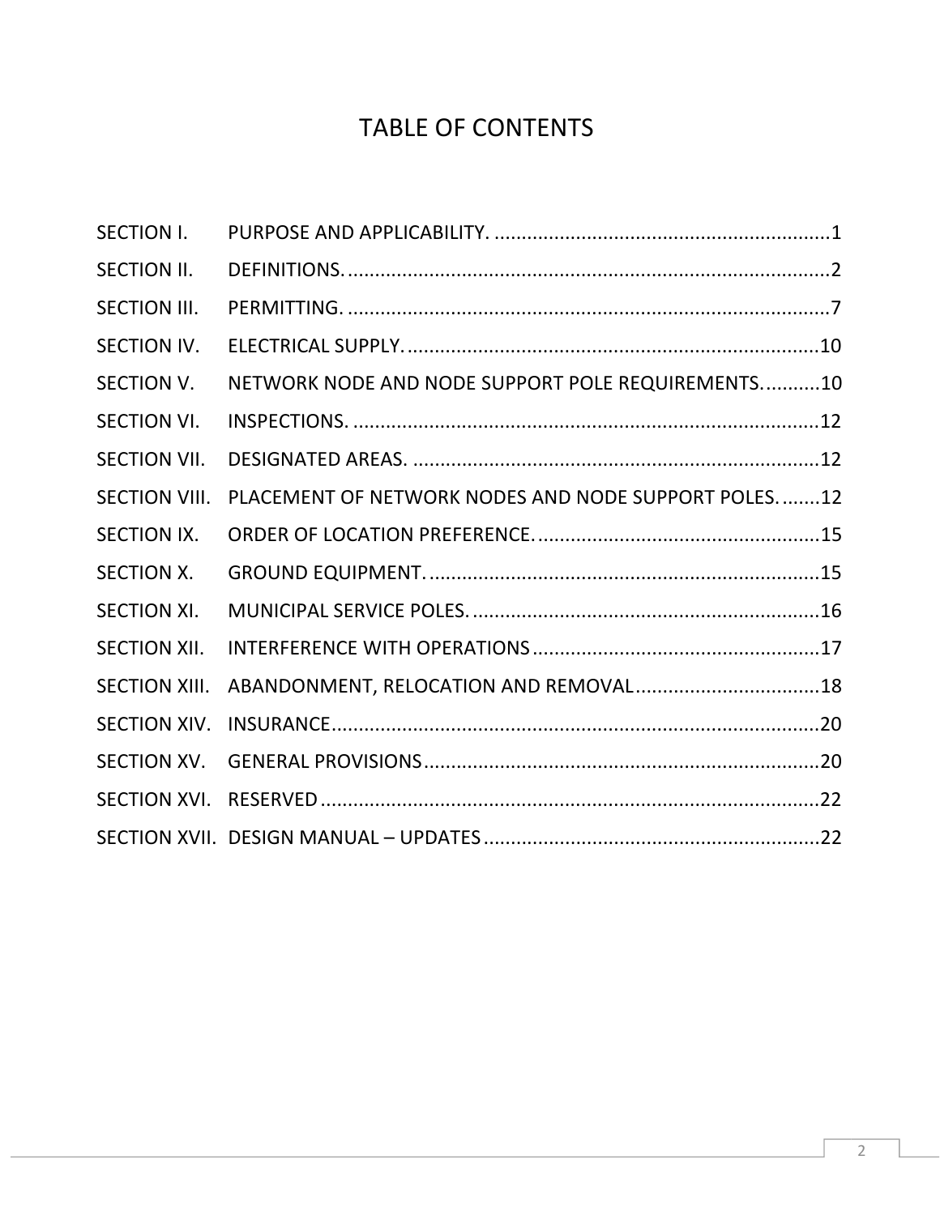# TABLE OF CONTENTS

SECTION I. PURPOSE AND APPLICABILITY. ..............................................................1

SECTION II. DEFINITIONS. ..........................................................................................2

SECTION III. PERMITTING. .........................................................................................7

SECTION IV. ELECTRICAL SUPPLY. ............................................................................10

SECTION V. NETWORK NODE AND NODE SUPPORT POLE REQUIREMENTS. ..........10

SECTION VI. INSPECTIONS. ......................................................................................12

SECTION VII. DESIGNATED AREAS. ............................................................................12

SECTION VIII. PLACEMENT OF NETWORK NODES AND NODE SUPPORT POLES. ........12

SECTION IX. ORDER OF LOCATION PREFERENCE. ....................................................15

SECTION X. GROUND EQUIPMENT. .........................................................................15

SECTION XI. MUNICIPAL SERVICE POLES. .................................................................16

SECTION XII. INTERFERENCE WITH OPERATIONS .....................................................17

SECTION XIII. ABANDONMENT, RELOCATION AND REMOVAL ..................................18

SECTION XIV. INSURANCE ..........................................................................................20

SECTION XV. GENERAL PROVISIONS .........................................................................20

SECTION XVI. RESERVED .............................................................................................22

SECTION XVII. DESIGN MANUAL – UPDATES ...............................................................22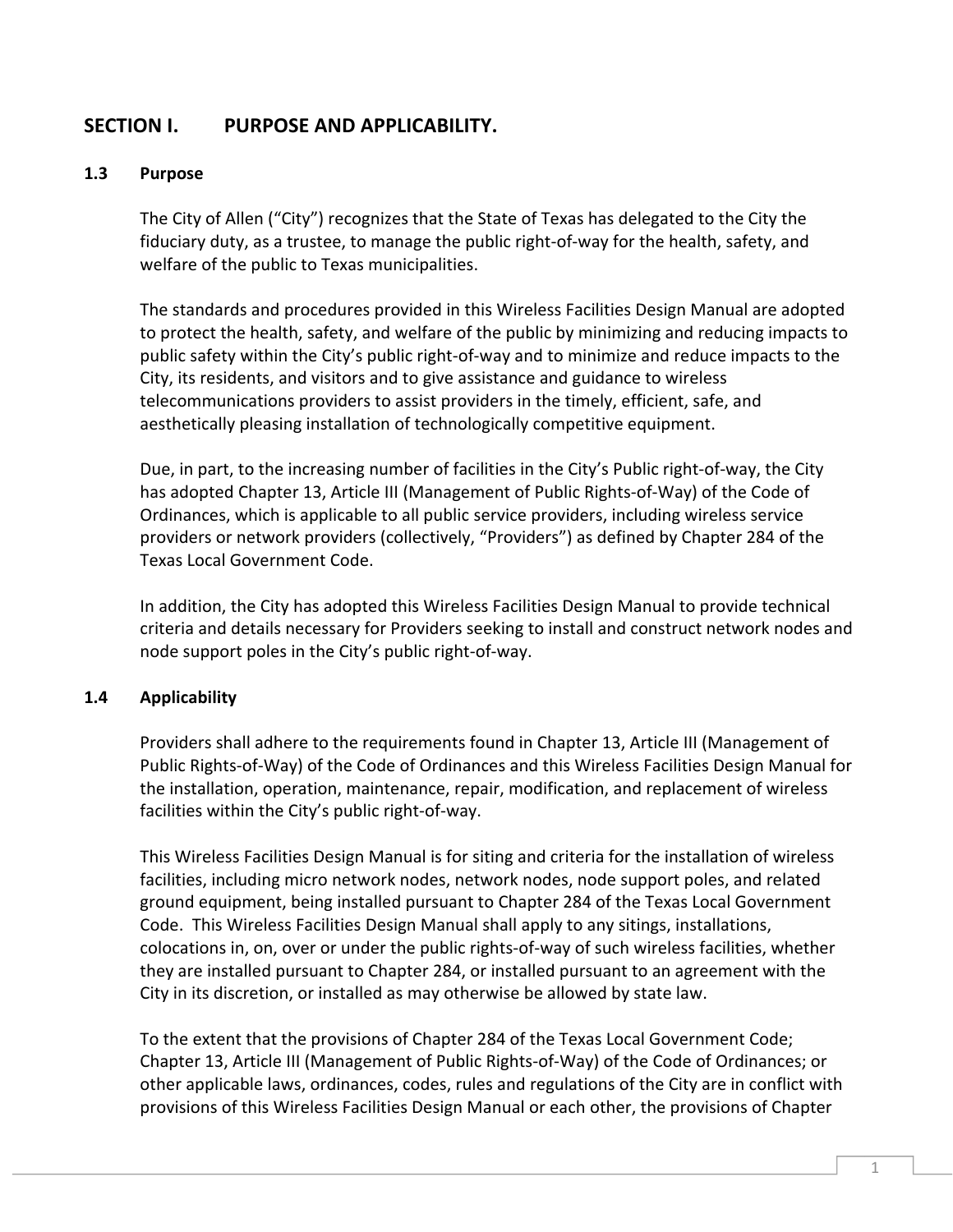## SECTION I. PURPOSE AND APPLICABILITY.

### 1.3 Purpose

The City of Allen ("City") recognizes that the State of Texas has delegated to the City the fiduciary duty, as a trustee, to manage the public right-of-way for the health, safety, and welfare of the public to Texas municipalities.

The standards and procedures provided in this Wireless Facilities Design Manual are adopted to protect the health, safety, and welfare of the public by minimizing and reducing impacts to public safety within the City's public right-of-way and to minimize and reduce impacts to the City, its residents, and visitors and to give assistance and guidance to wireless telecommunications providers to assist providers in the timely, efficient, safe, and aesthetically pleasing installation of technologically competitive equipment.

Due, in part, to the increasing number of facilities in the City's Public right-of-way, the City has adopted Chapter 13, Article III (Management of Public Rights-of-Way) of the Code of Ordinances, which is applicable to all public service providers, including wireless service providers or network providers (collectively, "Providers") as defined by Chapter 284 of the Texas Local Government Code.

In addition, the City has adopted this Wireless Facilities Design Manual to provide technical criteria and details necessary for Providers seeking to install and construct network nodes and node support poles in the City's public right-of-way.

### 1.4 Applicability

Providers shall adhere to the requirements found in Chapter 13, Article III (Management of Public Rights-of-Way) of the Code of Ordinances and this Wireless Facilities Design Manual for the installation, operation, maintenance, repair, modification, and replacement of wireless facilities within the City's public right-of-way.

This Wireless Facilities Design Manual is for siting and criteria for the installation of wireless facilities, including micro network nodes, network nodes, node support poles, and related ground equipment, being installed pursuant to Chapter 284 of the Texas Local Government Code. This Wireless Facilities Design Manual shall apply to any sitings, installations, colocations in, on, over or under the public rights-of-way of such wireless facilities, whether they are installed pursuant to Chapter 284, or installed pursuant to an agreement with the City in its discretion, or installed as may otherwise be allowed by state law.

To the extent that the provisions of Chapter 284 of the Texas Local Government Code; Chapter 13, Article III (Management of Public Rights-of-Way) of the Code of Ordinances; or other applicable laws, ordinances, codes, rules and regulations of the City are in conflict with provisions of this Wireless Facilities Design Manual or each other, the provisions of Chapter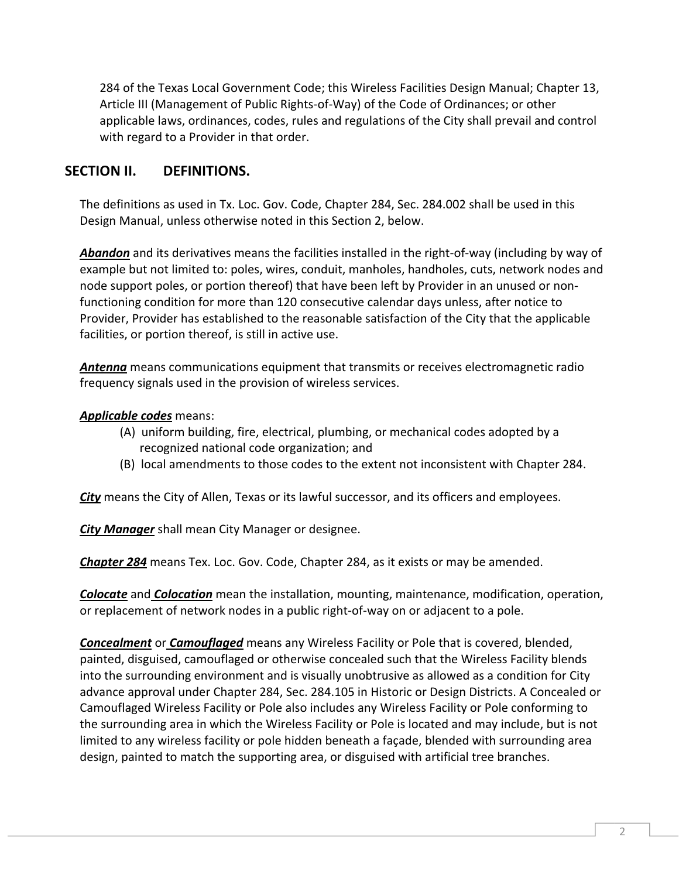284 of the Texas Local Government Code; this Wireless Facilities Design Manual; Chapter 13, Article III (Management of Public Rights-of-Way) of the Code of Ordinances; or other applicable laws, ordinances, codes, rules and regulations of the City shall prevail and control with regard to a Provider in that order.

## SECTION II. DEFINITIONS.

The definitions as used in Tx. Loc. Gov. Code, Chapter 284, Sec. 284.002 shall be used in this Design Manual, unless otherwise noted in this Section 2, below.

***Abandon*** and its derivatives means the facilities installed in the right-of-way (including by way of example but not limited to: poles, wires, conduit, manholes, handholes, cuts, network nodes and node support poles, or portion thereof) that have been left by Provider in an unused or non-functioning condition for more than 120 consecutive calendar days unless, after notice to Provider, Provider has established to the reasonable satisfaction of the City that the applicable facilities, or portion thereof, is still in active use.

***Antenna*** means communications equipment that transmits or receives electromagnetic radio frequency signals used in the provision of wireless services.

***Applicable codes*** means:

(A) uniform building, fire, electrical, plumbing, or mechanical codes adopted by a recognized national code organization; and

(B) local amendments to those codes to the extent not inconsistent with Chapter 284.

***City*** means the City of Allen, Texas or its lawful successor, and its officers and employees.

***City Manager*** shall mean City Manager or designee.

***Chapter 284*** means Tex. Loc. Gov. Code, Chapter 284, as it exists or may be amended.

***Colocate*** and ***Colocation*** mean the installation, mounting, maintenance, modification, operation, or replacement of network nodes in a public right-of-way on or adjacent to a pole.

***Concealment*** or ***Camouflaged*** means any Wireless Facility or Pole that is covered, blended, painted, disguised, camouflaged or otherwise concealed such that the Wireless Facility blends into the surrounding environment and is visually unobtrusive as allowed as a condition for City advance approval under Chapter 284, Sec. 284.105 in Historic or Design Districts. A Concealed or Camouflaged Wireless Facility or Pole also includes any Wireless Facility or Pole conforming to the surrounding area in which the Wireless Facility or Pole is located and may include, but is not limited to any wireless facility or pole hidden beneath a façade, blended with surrounding area design, painted to match the supporting area, or disguised with artificial tree branches.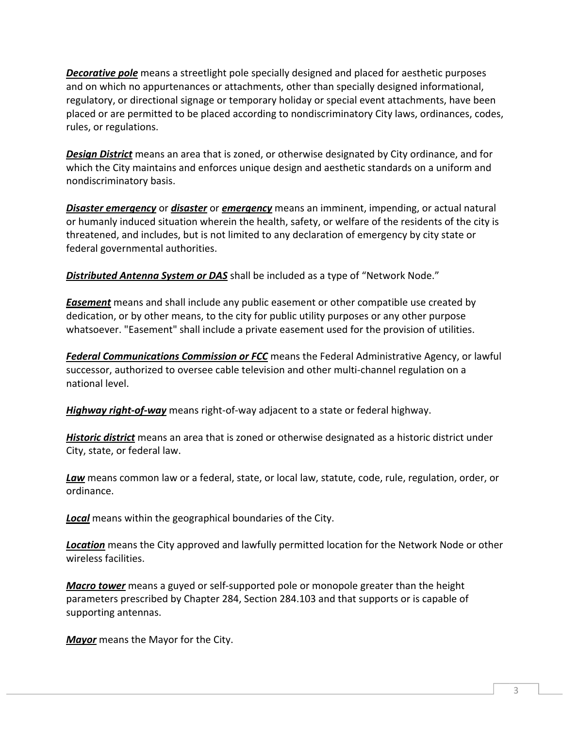***Decorative pole*** means a streetlight pole specially designed and placed for aesthetic purposes and on which no appurtenances or attachments, other than specially designed informational, regulatory, or directional signage or temporary holiday or special event attachments, have been placed or are permitted to be placed according to nondiscriminatory City laws, ordinances, codes, rules, or regulations.

***Design District*** means an area that is zoned, or otherwise designated by City ordinance, and for which the City maintains and enforces unique design and aesthetic standards on a uniform and nondiscriminatory basis.

***Disaster emergency*** or ***disaster*** or ***emergency*** means an imminent, impending, or actual natural or humanly induced situation wherein the health, safety, or welfare of the residents of the city is threatened, and includes, but is not limited to any declaration of emergency by city state or federal governmental authorities.

***Distributed Antenna System or DAS*** shall be included as a type of "Network Node."

***Easement*** means and shall include any public easement or other compatible use created by dedication, or by other means, to the city for public utility purposes or any other purpose whatsoever. "Easement" shall include a private easement used for the provision of utilities.

***Federal Communications Commission or FCC*** means the Federal Administrative Agency, or lawful successor, authorized to oversee cable television and other multi-channel regulation on a national level.

***Highway right-of-way*** means right-of-way adjacent to a state or federal highway.

***Historic district*** means an area that is zoned or otherwise designated as a historic district under City, state, or federal law.

***Law*** means common law or a federal, state, or local law, statute, code, rule, regulation, order, or ordinance.

***Local*** means within the geographical boundaries of the City.

***Location*** means the City approved and lawfully permitted location for the Network Node or other wireless facilities.

***Macro tower*** means a guyed or self-supported pole or monopole greater than the height parameters prescribed by Chapter 284, Section 284.103 and that supports or is capable of supporting antennas.

***Mayor*** means the Mayor for the City.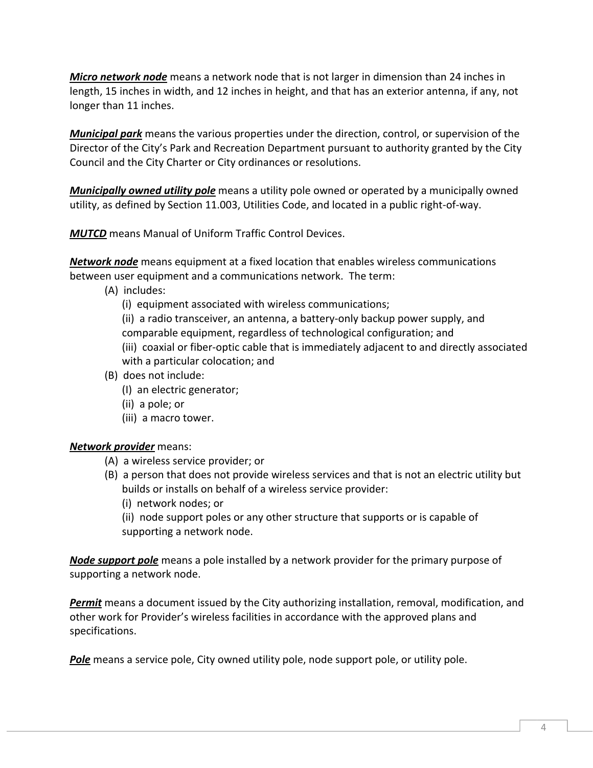***Micro network node*** means a network node that is not larger in dimension than 24 inches in length, 15 inches in width, and 12 inches in height, and that has an exterior antenna, if any, not longer than 11 inches.

***Municipal park*** means the various properties under the direction, control, or supervision of the Director of the City's Park and Recreation Department pursuant to authority granted by the City Council and the City Charter or City ordinances or resolutions.

***Municipally owned utility pole*** means a utility pole owned or operated by a municipally owned utility, as defined by Section 11.003, Utilities Code, and located in a public right-of-way.

***MUTCD*** means Manual of Uniform Traffic Control Devices.

***Network node*** means equipment at a fixed location that enables wireless communications between user equipment and a communications network. The term:

- (A) includes:
  - (i) equipment associated with wireless communications;
  - (ii) a radio transceiver, an antenna, a battery-only backup power supply, and comparable equipment, regardless of technological configuration; and
  - (iii) coaxial or fiber-optic cable that is immediately adjacent to and directly associated with a particular colocation; and
- (B) does not include:
  - (I) an electric generator;
  - (ii) a pole; or
  - (iii) a macro tower.

***Network provider*** means:

- (A) a wireless service provider; or
- (B) a person that does not provide wireless services and that is not an electric utility but builds or installs on behalf of a wireless service provider:
  - (i) network nodes; or
  - (ii) node support poles or any other structure that supports or is capable of supporting a network node.

***Node support pole*** means a pole installed by a network provider for the primary purpose of supporting a network node.

***Permit*** means a document issued by the City authorizing installation, removal, modification, and other work for Provider's wireless facilities in accordance with the approved plans and specifications.

***Pole*** means a service pole, City owned utility pole, node support pole, or utility pole.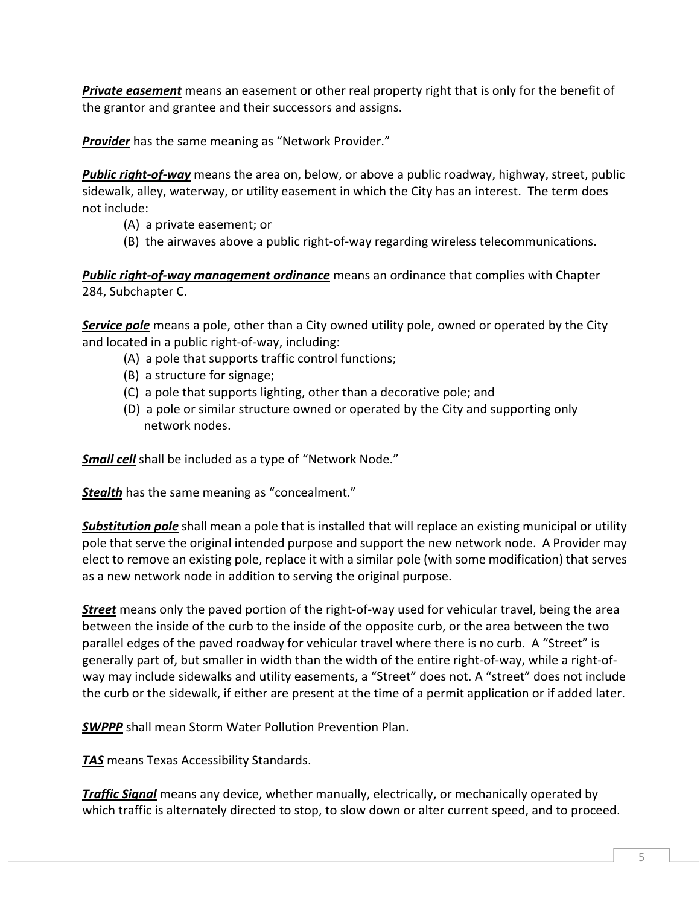***Private easement*** means an easement or other real property right that is only for the benefit of the grantor and grantee and their successors and assigns.

***Provider*** has the same meaning as "Network Provider."

***Public right-of-way*** means the area on, below, or above a public roadway, highway, street, public sidewalk, alley, waterway, or utility easement in which the City has an interest. The term does not include:

(A) a private easement; or
(B) the airwaves above a public right-of-way regarding wireless telecommunications.

***Public right-of-way management ordinance*** means an ordinance that complies with Chapter 284, Subchapter C.

***Service pole*** means a pole, other than a City owned utility pole, owned or operated by the City and located in a public right-of-way, including:

(A) a pole that supports traffic control functions;
(B) a structure for signage;
(C) a pole that supports lighting, other than a decorative pole; and
(D) a pole or similar structure owned or operated by the City and supporting only network nodes.

***Small cell*** shall be included as a type of "Network Node."

***Stealth*** has the same meaning as "concealment."

***Substitution pole*** shall mean a pole that is installed that will replace an existing municipal or utility pole that serve the original intended purpose and support the new network node. A Provider may elect to remove an existing pole, replace it with a similar pole (with some modification) that serves as a new network node in addition to serving the original purpose.

***Street*** means only the paved portion of the right-of-way used for vehicular travel, being the area between the inside of the curb to the inside of the opposite curb, or the area between the two parallel edges of the paved roadway for vehicular travel where there is no curb. A "Street" is generally part of, but smaller in width than the width of the entire right-of-way, while a right-of-way may include sidewalks and utility easements, a "Street" does not. A "street" does not include the curb or the sidewalk, if either are present at the time of a permit application or if added later.

***SWPPP*** shall mean Storm Water Pollution Prevention Plan.

***TAS*** means Texas Accessibility Standards.

***Traffic Signal*** means any device, whether manually, electrically, or mechanically operated by which traffic is alternately directed to stop, to slow down or alter current speed, and to proceed.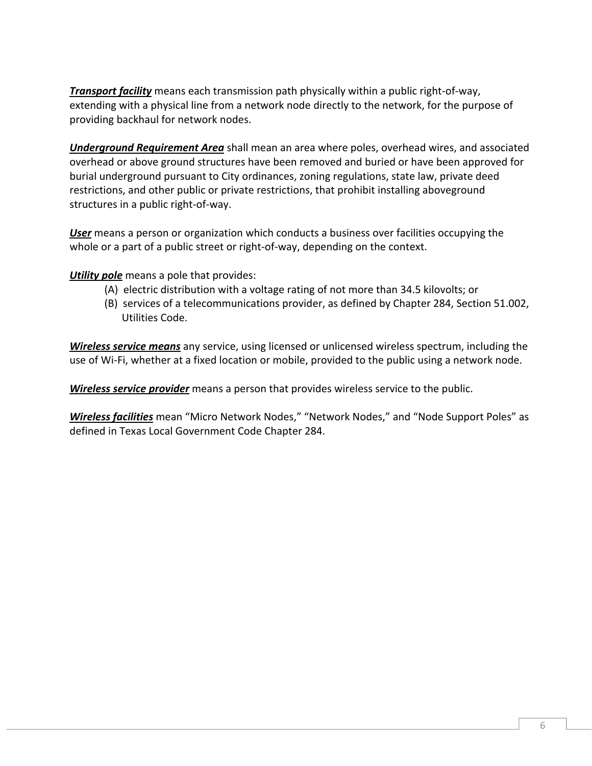***Transport facility*** means each transmission path physically within a public right-of-way, extending with a physical line from a network node directly to the network, for the purpose of providing backhaul for network nodes.

***Underground Requirement Area*** shall mean an area where poles, overhead wires, and associated overhead or above ground structures have been removed and buried or have been approved for burial underground pursuant to City ordinances, zoning regulations, state law, private deed restrictions, and other public or private restrictions, that prohibit installing aboveground structures in a public right-of-way.

***User*** means a person or organization which conducts a business over facilities occupying the whole or a part of a public street or right-of-way, depending on the context.

***Utility pole*** means a pole that provides:

- (A) electric distribution with a voltage rating of not more than 34.5 kilovolts; or
- (B) services of a telecommunications provider, as defined by Chapter 284, Section 51.002, Utilities Code.

***Wireless service means*** any service, using licensed or unlicensed wireless spectrum, including the use of Wi-Fi, whether at a fixed location or mobile, provided to the public using a network node.

***Wireless service provider*** means a person that provides wireless service to the public.

***Wireless facilities*** mean "Micro Network Nodes," "Network Nodes," and "Node Support Poles" as defined in Texas Local Government Code Chapter 284.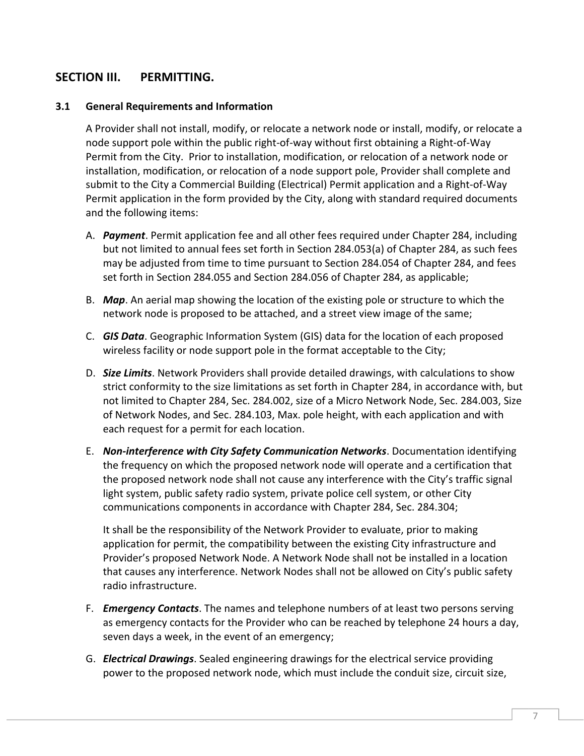## SECTION III. PERMITTING.

### 3.1 General Requirements and Information

A Provider shall not install, modify, or relocate a network node or install, modify, or relocate a node support pole within the public right-of-way without first obtaining a Right-of-Way Permit from the City. Prior to installation, modification, or relocation of a network node or installation, modification, or relocation of a node support pole, Provider shall complete and submit to the City a Commercial Building (Electrical) Permit application and a Right-of-Way Permit application in the form provided by the City, along with standard required documents and the following items:

A. ***Payment***. Permit application fee and all other fees required under Chapter 284, including but not limited to annual fees set forth in Section 284.053(a) of Chapter 284, as such fees may be adjusted from time to time pursuant to Section 284.054 of Chapter 284, and fees set forth in Section 284.055 and Section 284.056 of Chapter 284, as applicable;

B. ***Map***. An aerial map showing the location of the existing pole or structure to which the network node is proposed to be attached, and a street view image of the same;

C. ***GIS Data***. Geographic Information System (GIS) data for the location of each proposed wireless facility or node support pole in the format acceptable to the City;

D. ***Size Limits***. Network Providers shall provide detailed drawings, with calculations to show strict conformity to the size limitations as set forth in Chapter 284, in accordance with, but not limited to Chapter 284, Sec. 284.002, size of a Micro Network Node, Sec. 284.003, Size of Network Nodes, and Sec. 284.103, Max. pole height, with each application and with each request for a permit for each location.

E. ***Non-interference with City Safety Communication Networks***. Documentation identifying the frequency on which the proposed network node will operate and a certification that the proposed network node shall not cause any interference with the City's traffic signal light system, public safety radio system, private police cell system, or other City communications components in accordance with Chapter 284, Sec. 284.304;

   It shall be the responsibility of the Network Provider to evaluate, prior to making application for permit, the compatibility between the existing City infrastructure and Provider's proposed Network Node. A Network Node shall not be installed in a location that causes any interference. Network Nodes shall not be allowed on City's public safety radio infrastructure.

F. ***Emergency Contacts***. The names and telephone numbers of at least two persons serving as emergency contacts for the Provider who can be reached by telephone 24 hours a day, seven days a week, in the event of an emergency;

G. ***Electrical Drawings***. Sealed engineering drawings for the electrical service providing power to the proposed network node, which must include the conduit size, circuit size,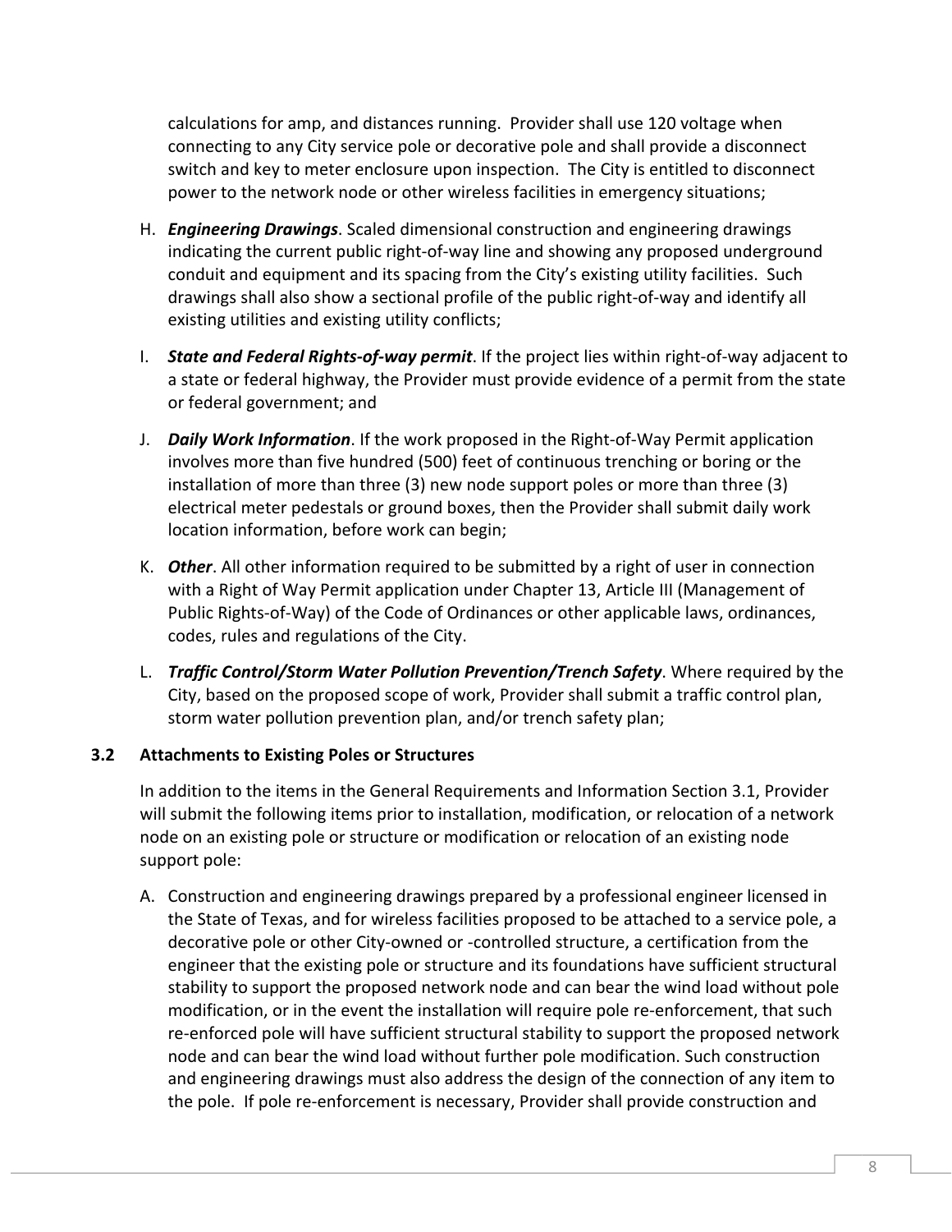calculations for amp, and distances running. Provider shall use 120 voltage when connecting to any City service pole or decorative pole and shall provide a disconnect switch and key to meter enclosure upon inspection. The City is entitled to disconnect power to the network node or other wireless facilities in emergency situations;

H. ***Engineering Drawings***. Scaled dimensional construction and engineering drawings indicating the current public right-of-way line and showing any proposed underground conduit and equipment and its spacing from the City's existing utility facilities. Such drawings shall also show a sectional profile of the public right-of-way and identify all existing utilities and existing utility conflicts;

I. ***State and Federal Rights-of-way permit***. If the project lies within right-of-way adjacent to a state or federal highway, the Provider must provide evidence of a permit from the state or federal government; and

J. ***Daily Work Information***. If the work proposed in the Right-of-Way Permit application involves more than five hundred (500) feet of continuous trenching or boring or the installation of more than three (3) new node support poles or more than three (3) electrical meter pedestals or ground boxes, then the Provider shall submit daily work location information, before work can begin;

K. ***Other***. All other information required to be submitted by a right of user in connection with a Right of Way Permit application under Chapter 13, Article III (Management of Public Rights-of-Way) of the Code of Ordinances or other applicable laws, ordinances, codes, rules and regulations of the City.

L. ***Traffic Control/Storm Water Pollution Prevention/Trench Safety***. Where required by the City, based on the proposed scope of work, Provider shall submit a traffic control plan, storm water pollution prevention plan, and/or trench safety plan;

### 3.2 Attachments to Existing Poles or Structures

In addition to the items in the General Requirements and Information Section 3.1, Provider will submit the following items prior to installation, modification, or relocation of a network node on an existing pole or structure or modification or relocation of an existing node support pole:

A. Construction and engineering drawings prepared by a professional engineer licensed in the State of Texas, and for wireless facilities proposed to be attached to a service pole, a decorative pole or other City-owned or -controlled structure, a certification from the engineer that the existing pole or structure and its foundations have sufficient structural stability to support the proposed network node and can bear the wind load without pole modification, or in the event the installation will require pole re-enforcement, that such re-enforced pole will have sufficient structural stability to support the proposed network node and can bear the wind load without further pole modification. Such construction and engineering drawings must also address the design of the connection of any item to the pole. If pole re-enforcement is necessary, Provider shall provide construction and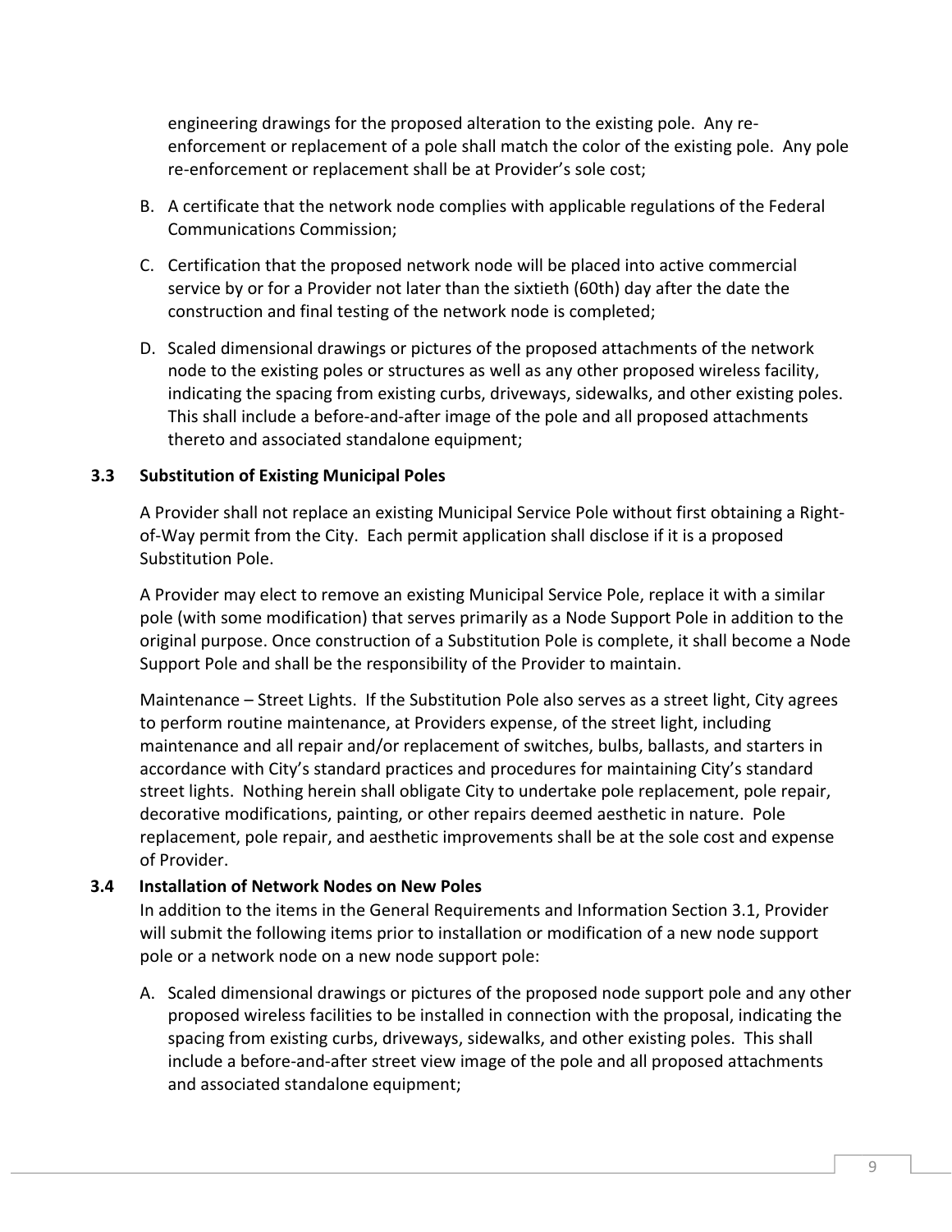engineering drawings for the proposed alteration to the existing pole. Any re-enforcement or replacement of a pole shall match the color of the existing pole. Any pole re-enforcement or replacement shall be at Provider's sole cost;

B. A certificate that the network node complies with applicable regulations of the Federal Communications Commission;

C. Certification that the proposed network node will be placed into active commercial service by or for a Provider not later than the sixtieth (60th) day after the date the construction and final testing of the network node is completed;

D. Scaled dimensional drawings or pictures of the proposed attachments of the network node to the existing poles or structures as well as any other proposed wireless facility, indicating the spacing from existing curbs, driveways, sidewalks, and other existing poles. This shall include a before-and-after image of the pole and all proposed attachments thereto and associated standalone equipment;

### 3.3 Substitution of Existing Municipal Poles

A Provider shall not replace an existing Municipal Service Pole without first obtaining a Right-of-Way permit from the City. Each permit application shall disclose if it is a proposed Substitution Pole.

A Provider may elect to remove an existing Municipal Service Pole, replace it with a similar pole (with some modification) that serves primarily as a Node Support Pole in addition to the original purpose. Once construction of a Substitution Pole is complete, it shall become a Node Support Pole and shall be the responsibility of the Provider to maintain.

Maintenance – Street Lights. If the Substitution Pole also serves as a street light, City agrees to perform routine maintenance, at Providers expense, of the street light, including maintenance and all repair and/or replacement of switches, bulbs, ballasts, and starters in accordance with City's standard practices and procedures for maintaining City's standard street lights. Nothing herein shall obligate City to undertake pole replacement, pole repair, decorative modifications, painting, or other repairs deemed aesthetic in nature. Pole replacement, pole repair, and aesthetic improvements shall be at the sole cost and expense of Provider.

### 3.4 Installation of Network Nodes on New Poles

In addition to the items in the General Requirements and Information Section 3.1, Provider will submit the following items prior to installation or modification of a new node support pole or a network node on a new node support pole:

A. Scaled dimensional drawings or pictures of the proposed node support pole and any other proposed wireless facilities to be installed in connection with the proposal, indicating the spacing from existing curbs, driveways, sidewalks, and other existing poles. This shall include a before-and-after street view image of the pole and all proposed attachments and associated standalone equipment;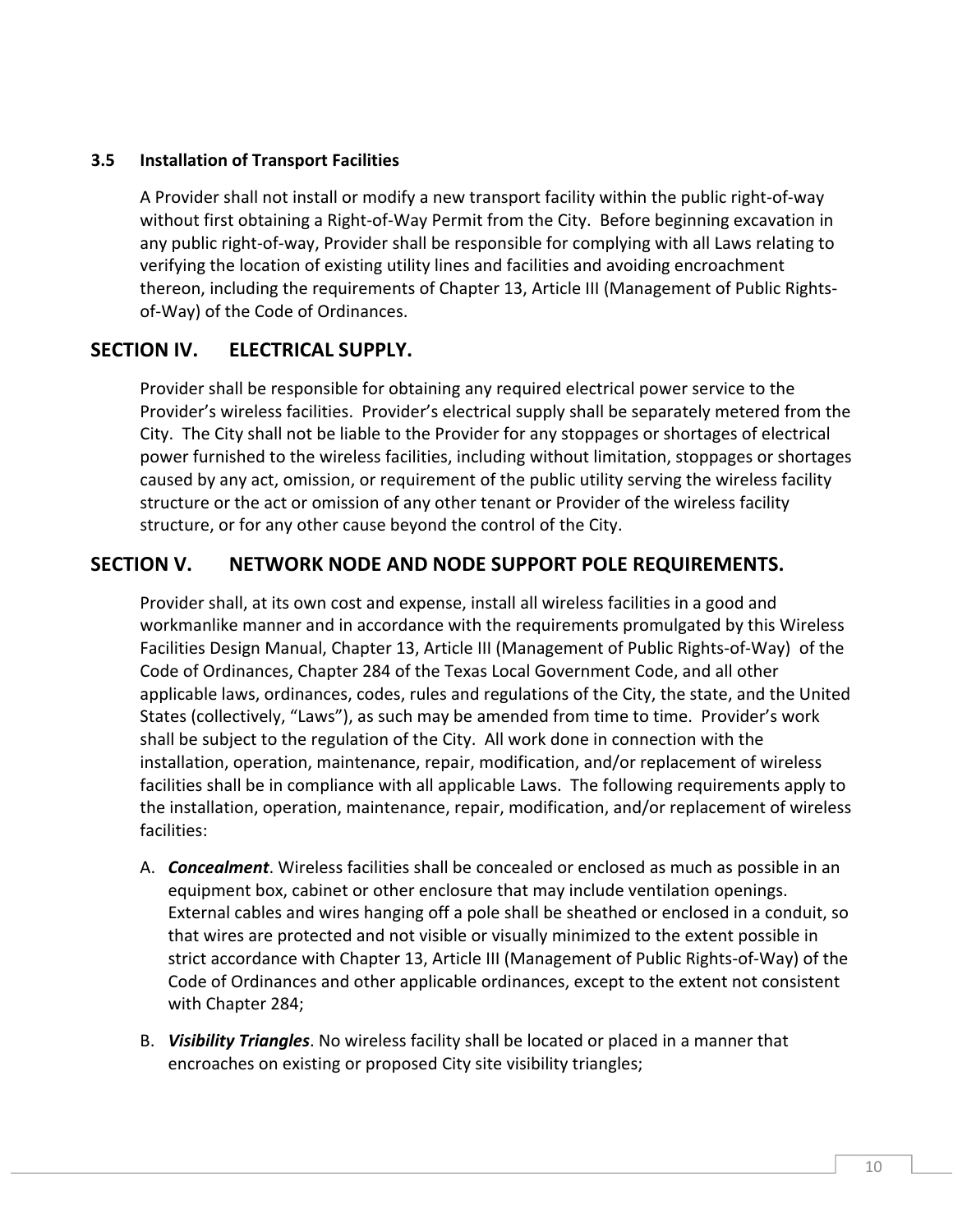### 3.5 Installation of Transport Facilities

A Provider shall not install or modify a new transport facility within the public right-of-way without first obtaining a Right-of-Way Permit from the City. Before beginning excavation in any public right-of-way, Provider shall be responsible for complying with all Laws relating to verifying the location of existing utility lines and facilities and avoiding encroachment thereon, including the requirements of Chapter 13, Article III (Management of Public Rights-of-Way) of the Code of Ordinances.

## SECTION IV. ELECTRICAL SUPPLY.

Provider shall be responsible for obtaining any required electrical power service to the Provider's wireless facilities. Provider's electrical supply shall be separately metered from the City. The City shall not be liable to the Provider for any stoppages or shortages of electrical power furnished to the wireless facilities, including without limitation, stoppages or shortages caused by any act, omission, or requirement of the public utility serving the wireless facility structure or the act or omission of any other tenant or Provider of the wireless facility structure, or for any other cause beyond the control of the City.

## SECTION V. NETWORK NODE AND NODE SUPPORT POLE REQUIREMENTS.

Provider shall, at its own cost and expense, install all wireless facilities in a good and workmanlike manner and in accordance with the requirements promulgated by this Wireless Facilities Design Manual, Chapter 13, Article III (Management of Public Rights-of-Way) of the Code of Ordinances, Chapter 284 of the Texas Local Government Code, and all other applicable laws, ordinances, codes, rules and regulations of the City, the state, and the United States (collectively, "Laws"), as such may be amended from time to time. Provider's work shall be subject to the regulation of the City. All work done in connection with the installation, operation, maintenance, repair, modification, and/or replacement of wireless facilities shall be in compliance with all applicable Laws. The following requirements apply to the installation, operation, maintenance, repair, modification, and/or replacement of wireless facilities:

A. ***Concealment***. Wireless facilities shall be concealed or enclosed as much as possible in an equipment box, cabinet or other enclosure that may include ventilation openings. External cables and wires hanging off a pole shall be sheathed or enclosed in a conduit, so that wires are protected and not visible or visually minimized to the extent possible in strict accordance with Chapter 13, Article III (Management of Public Rights-of-Way) of the Code of Ordinances and other applicable ordinances, except to the extent not consistent with Chapter 284;

B. ***Visibility Triangles***. No wireless facility shall be located or placed in a manner that encroaches on existing or proposed City site visibility triangles;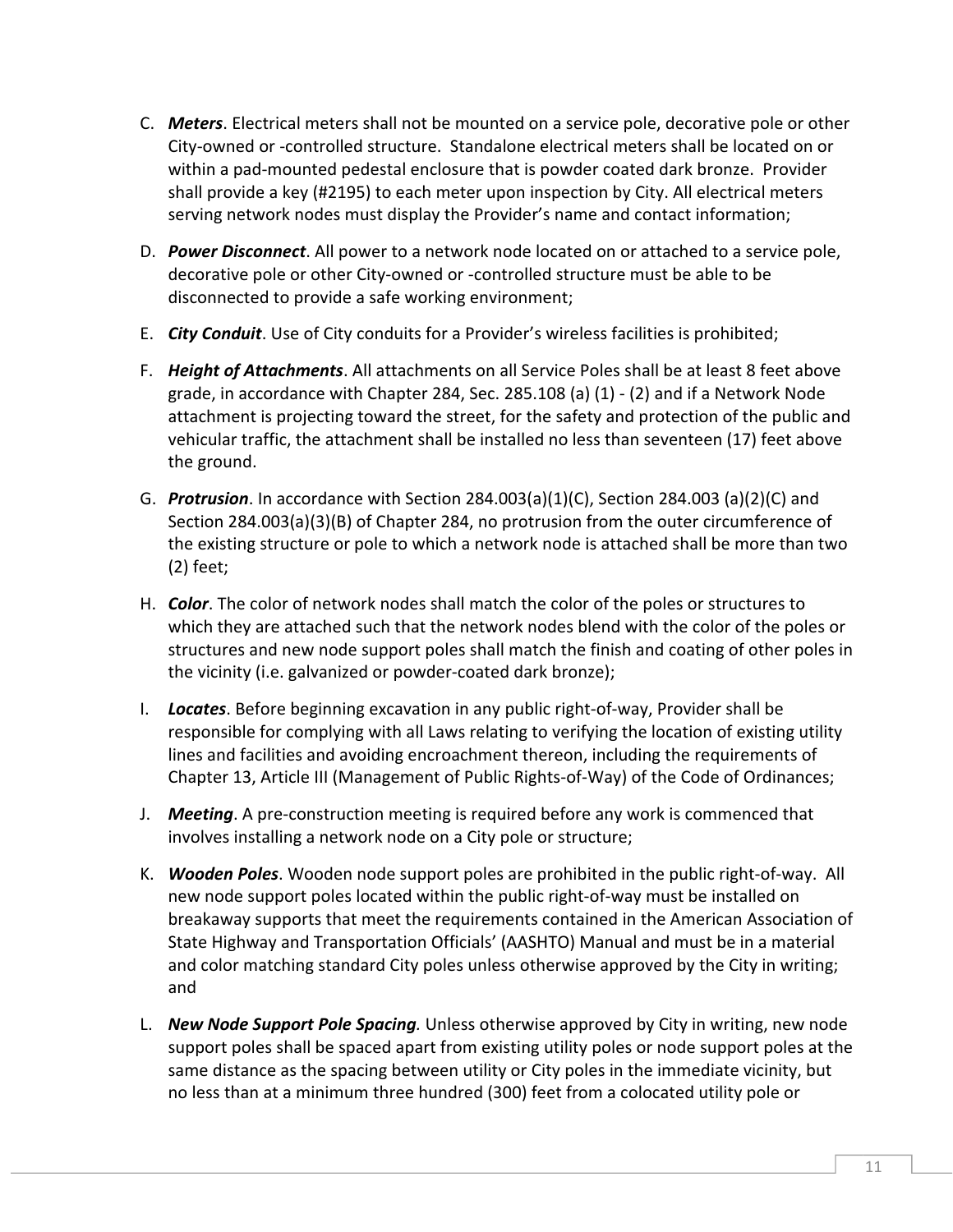C. ***Meters***. Electrical meters shall not be mounted on a service pole, decorative pole or other City-owned or -controlled structure. Standalone electrical meters shall be located on or within a pad-mounted pedestal enclosure that is powder coated dark bronze. Provider shall provide a key (#2195) to each meter upon inspection by City. All electrical meters serving network nodes must display the Provider's name and contact information;

D. ***Power Disconnect***. All power to a network node located on or attached to a service pole, decorative pole or other City-owned or -controlled structure must be able to be disconnected to provide a safe working environment;

E. ***City Conduit***. Use of City conduits for a Provider's wireless facilities is prohibited;

F. ***Height of Attachments***. All attachments on all Service Poles shall be at least 8 feet above grade, in accordance with Chapter 284, Sec. 285.108 (a) (1) - (2) and if a Network Node attachment is projecting toward the street, for the safety and protection of the public and vehicular traffic, the attachment shall be installed no less than seventeen (17) feet above the ground.

G. ***Protrusion***. In accordance with Section 284.003(a)(1)(C), Section 284.003 (a)(2)(C) and Section 284.003(a)(3)(B) of Chapter 284, no protrusion from the outer circumference of the existing structure or pole to which a network node is attached shall be more than two (2) feet;

H. ***Color***. The color of network nodes shall match the color of the poles or structures to which they are attached such that the network nodes blend with the color of the poles or structures and new node support poles shall match the finish and coating of other poles in the vicinity (i.e. galvanized or powder-coated dark bronze);

I. ***Locates***. Before beginning excavation in any public right-of-way, Provider shall be responsible for complying with all Laws relating to verifying the location of existing utility lines and facilities and avoiding encroachment thereon, including the requirements of Chapter 13, Article III (Management of Public Rights-of-Way) of the Code of Ordinances;

J. ***Meeting***. A pre-construction meeting is required before any work is commenced that involves installing a network node on a City pole or structure;

K. ***Wooden Poles***. Wooden node support poles are prohibited in the public right-of-way. All new node support poles located within the public right-of-way must be installed on breakaway supports that meet the requirements contained in the American Association of State Highway and Transportation Officials' (AASHTO) Manual and must be in a material and color matching standard City poles unless otherwise approved by the City in writing; and

L. ***New Node Support Pole Spacing.*** Unless otherwise approved by City in writing, new node support poles shall be spaced apart from existing utility poles or node support poles at the same distance as the spacing between utility or City poles in the immediate vicinity, but no less than at a minimum three hundred (300) feet from a colocated utility pole or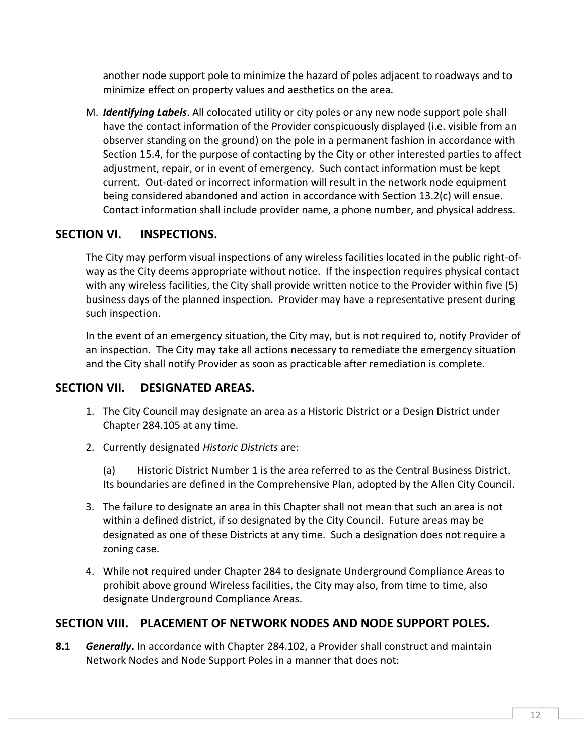another node support pole to minimize the hazard of poles adjacent to roadways and to minimize effect on property values and aesthetics on the area.

M. ***Identifying Labels***. All colocated utility or city poles or any new node support pole shall have the contact information of the Provider conspicuously displayed (i.e. visible from an observer standing on the ground) on the pole in a permanent fashion in accordance with Section 15.4, for the purpose of contacting by the City or other interested parties to affect adjustment, repair, or in event of emergency. Such contact information must be kept current. Out-dated or incorrect information will result in the network node equipment being considered abandoned and action in accordance with Section 13.2(c) will ensue. Contact information shall include provider name, a phone number, and physical address.

## SECTION VI. INSPECTIONS.

The City may perform visual inspections of any wireless facilities located in the public right-of-way as the City deems appropriate without notice. If the inspection requires physical contact with any wireless facilities, the City shall provide written notice to the Provider within five (5) business days of the planned inspection. Provider may have a representative present during such inspection.

In the event of an emergency situation, the City may, but is not required to, notify Provider of an inspection. The City may take all actions necessary to remediate the emergency situation and the City shall notify Provider as soon as practicable after remediation is complete.

## SECTION VII. DESIGNATED AREAS.

1. The City Council may designate an area as a Historic District or a Design District under Chapter 284.105 at any time.
2. Currently designated *Historic Districts* are:

   (a) Historic District Number 1 is the area referred to as the Central Business District. Its boundaries are defined in the Comprehensive Plan, adopted by the Allen City Council.

3. The failure to designate an area in this Chapter shall not mean that such an area is not within a defined district, if so designated by the City Council. Future areas may be designated as one of these Districts at any time. Such a designation does not require a zoning case.
4. While not required under Chapter 284 to designate Underground Compliance Areas to prohibit above ground Wireless facilities, the City may also, from time to time, also designate Underground Compliance Areas.

## SECTION VIII. PLACEMENT OF NETWORK NODES AND NODE SUPPORT POLES.

**8.1** ***Generally***. In accordance with Chapter 284.102, a Provider shall construct and maintain Network Nodes and Node Support Poles in a manner that does not: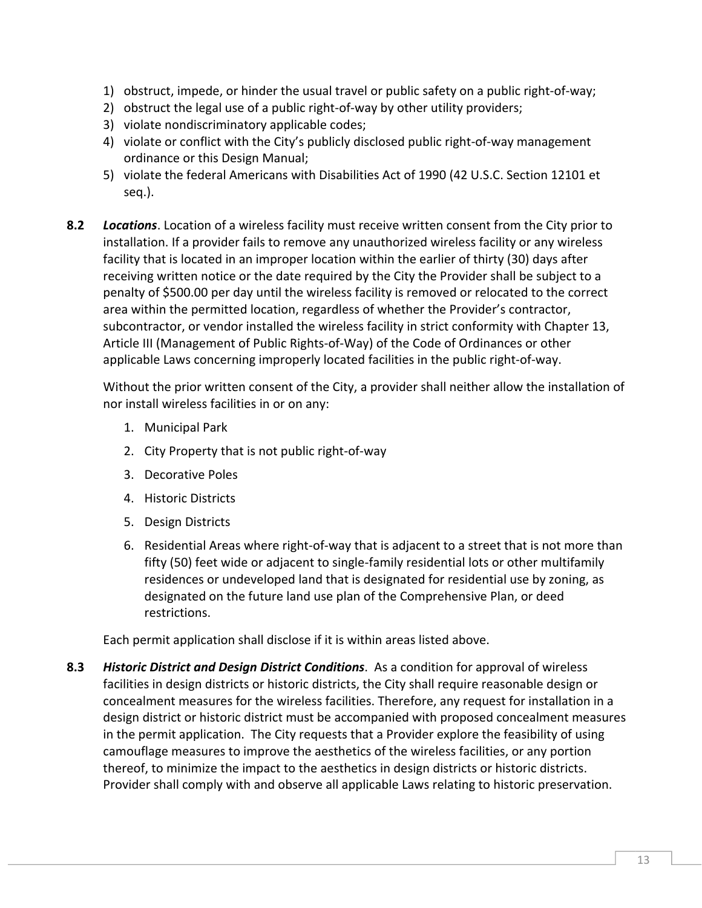1) obstruct, impede, or hinder the usual travel or public safety on a public right-of-way;
2) obstruct the legal use of a public right-of-way by other utility providers;
3) violate nondiscriminatory applicable codes;
4) violate or conflict with the City's publicly disclosed public right-of-way management ordinance or this Design Manual;
5) violate the federal Americans with Disabilities Act of 1990 (42 U.S.C. Section 12101 et seq.).

**8.2** ***Locations***. Location of a wireless facility must receive written consent from the City prior to installation. If a provider fails to remove any unauthorized wireless facility or any wireless facility that is located in an improper location within the earlier of thirty (30) days after receiving written notice or the date required by the City the Provider shall be subject to a penalty of $500.00 per day until the wireless facility is removed or relocated to the correct area within the permitted location, regardless of whether the Provider's contractor, subcontractor, or vendor installed the wireless facility in strict conformity with Chapter 13, Article III (Management of Public Rights-of-Way) of the Code of Ordinances or other applicable Laws concerning improperly located facilities in the public right-of-way.

Without the prior written consent of the City, a provider shall neither allow the installation of nor install wireless facilities in or on any:

1. Municipal Park
2. City Property that is not public right-of-way
3. Decorative Poles
4. Historic Districts
5. Design Districts
6. Residential Areas where right-of-way that is adjacent to a street that is not more than fifty (50) feet wide or adjacent to single-family residential lots or other multifamily residences or undeveloped land that is designated for residential use by zoning, as designated on the future land use plan of the Comprehensive Plan, or deed restrictions.

Each permit application shall disclose if it is within areas listed above.

**8.3** ***Historic District and Design District Conditions***. As a condition for approval of wireless facilities in design districts or historic districts, the City shall require reasonable design or concealment measures for the wireless facilities. Therefore, any request for installation in a design district or historic district must be accompanied with proposed concealment measures in the permit application. The City requests that a Provider explore the feasibility of using camouflage measures to improve the aesthetics of the wireless facilities, or any portion thereof, to minimize the impact to the aesthetics in design districts or historic districts. Provider shall comply with and observe all applicable Laws relating to historic preservation.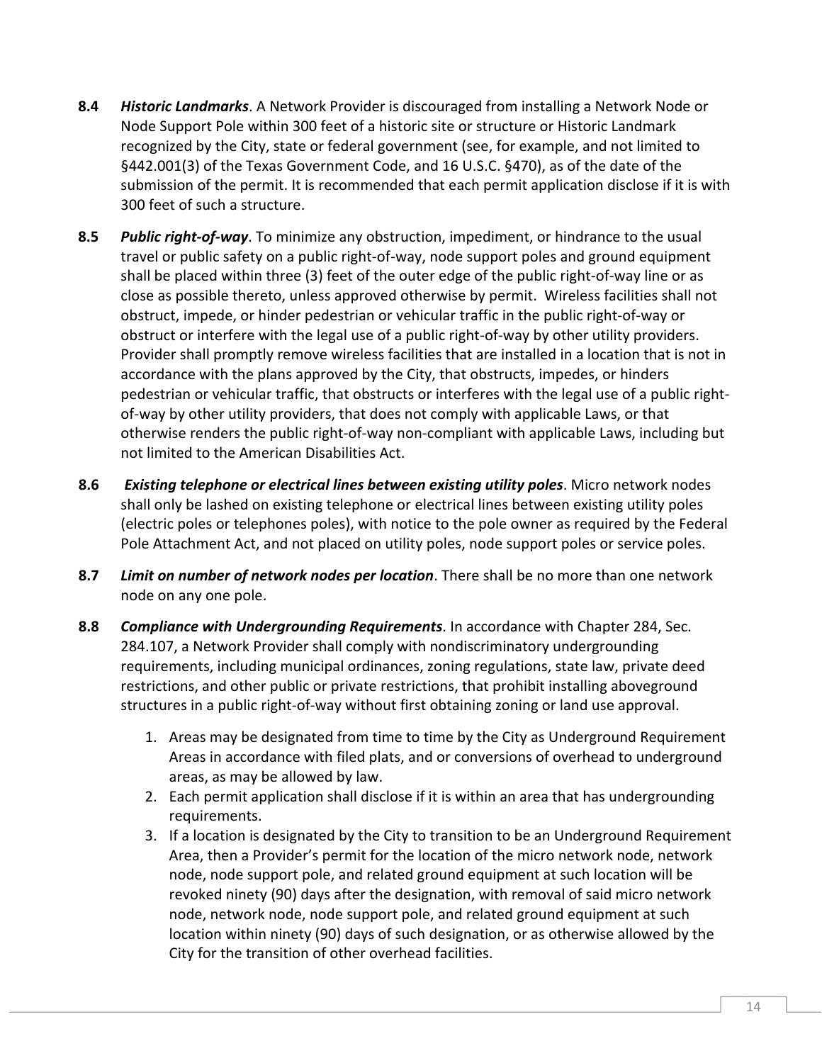**8.4** ***Historic Landmarks***. A Network Provider is discouraged from installing a Network Node or Node Support Pole within 300 feet of a historic site or structure or Historic Landmark recognized by the City, state or federal government (see, for example, and not limited to §442.001(3) of the Texas Government Code, and 16 U.S.C. §470), as of the date of the submission of the permit. It is recommended that each permit application disclose if it is with 300 feet of such a structure.

**8.5** ***Public right-of-way***. To minimize any obstruction, impediment, or hindrance to the usual travel or public safety on a public right-of-way, node support poles and ground equipment shall be placed within three (3) feet of the outer edge of the public right-of-way line or as close as possible thereto, unless approved otherwise by permit. Wireless facilities shall not obstruct, impede, or hinder pedestrian or vehicular traffic in the public right-of-way or obstruct or interfere with the legal use of a public right-of-way by other utility providers. Provider shall promptly remove wireless facilities that are installed in a location that is not in accordance with the plans approved by the City, that obstructs, impedes, or hinders pedestrian or vehicular traffic, that obstructs or interferes with the legal use of a public right-of-way by other utility providers, that does not comply with applicable Laws, or that otherwise renders the public right-of-way non-compliant with applicable Laws, including but not limited to the American Disabilities Act.

**8.6** ***Existing telephone or electrical lines between existing utility poles***. Micro network nodes shall only be lashed on existing telephone or electrical lines between existing utility poles (electric poles or telephones poles), with notice to the pole owner as required by the Federal Pole Attachment Act, and not placed on utility poles, node support poles or service poles.

**8.7** ***Limit on number of network nodes per location***. There shall be no more than one network node on any one pole.

**8.8** ***Compliance with Undergrounding Requirements***. In accordance with Chapter 284, Sec. 284.107, a Network Provider shall comply with nondiscriminatory undergrounding requirements, including municipal ordinances, zoning regulations, state law, private deed restrictions, and other public or private restrictions, that prohibit installing aboveground structures in a public right-of-way without first obtaining zoning or land use approval.

1. Areas may be designated from time to time by the City as Underground Requirement Areas in accordance with filed plats, and or conversions of overhead to underground areas, as may be allowed by law.
2. Each permit application shall disclose if it is within an area that has undergrounding requirements.
3. If a location is designated by the City to transition to be an Underground Requirement Area, then a Provider's permit for the location of the micro network node, network node, node support pole, and related ground equipment at such location will be revoked ninety (90) days after the designation, with removal of said micro network node, network node, node support pole, and related ground equipment at such location within ninety (90) days of such designation, or as otherwise allowed by the City for the transition of other overhead facilities.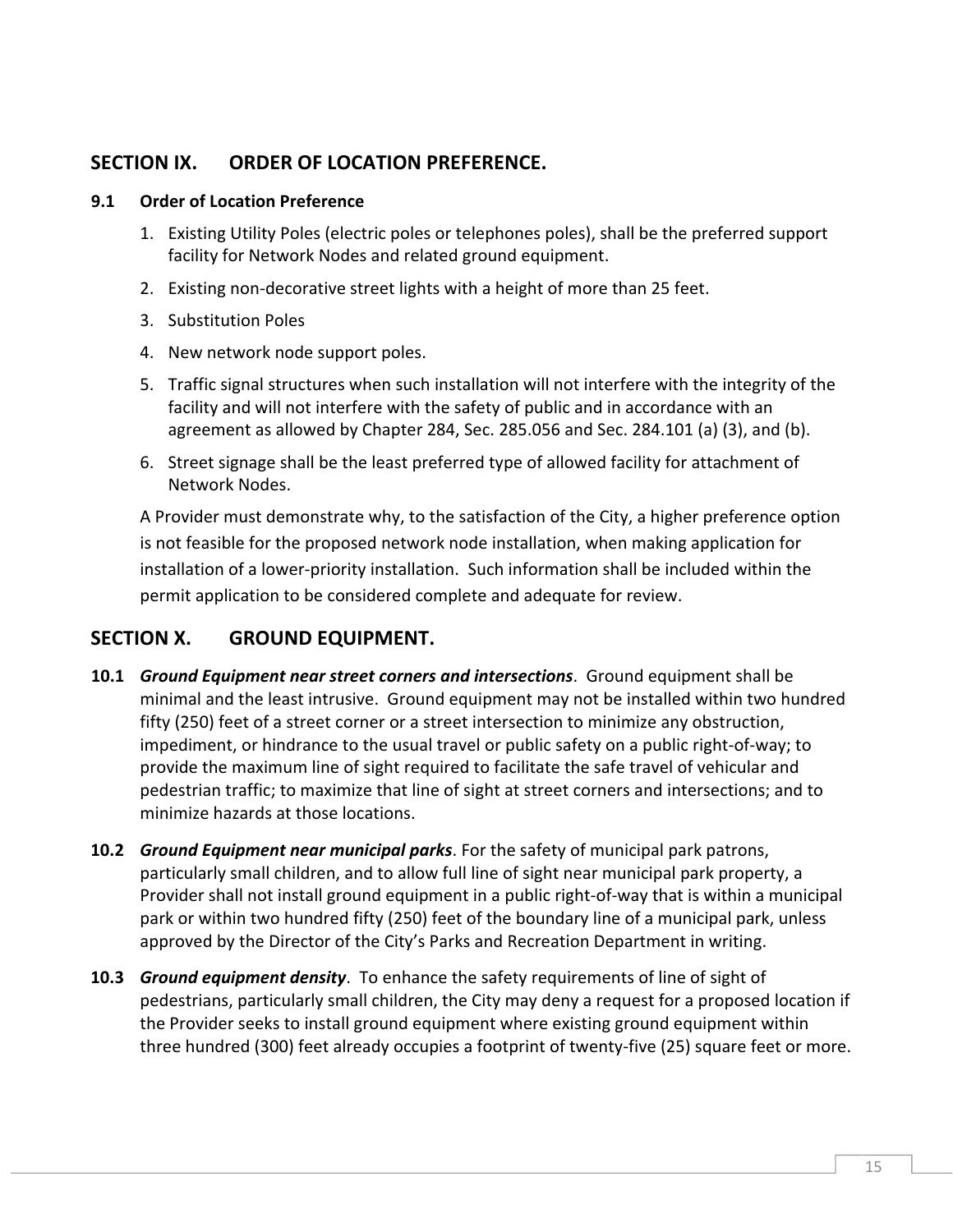## SECTION IX. ORDER OF LOCATION PREFERENCE.

### 9.1 Order of Location Preference

1. Existing Utility Poles (electric poles or telephones poles), shall be the preferred support facility for Network Nodes and related ground equipment.
2. Existing non-decorative street lights with a height of more than 25 feet.
3. Substitution Poles
4. New network node support poles.
5. Traffic signal structures when such installation will not interfere with the integrity of the facility and will not interfere with the safety of public and in accordance with an agreement as allowed by Chapter 284, Sec. 285.056 and Sec. 284.101 (a) (3), and (b).
6. Street signage shall be the least preferred type of allowed facility for attachment of Network Nodes.

A Provider must demonstrate why, to the satisfaction of the City, a higher preference option is not feasible for the proposed network node installation, when making application for installation of a lower-priority installation. Such information shall be included within the permit application to be considered complete and adequate for review.

## SECTION X. GROUND EQUIPMENT.

**10.1** ***Ground Equipment near street corners and intersections***. Ground equipment shall be minimal and the least intrusive. Ground equipment may not be installed within two hundred fifty (250) feet of a street corner or a street intersection to minimize any obstruction, impediment, or hindrance to the usual travel or public safety on a public right-of-way; to provide the maximum line of sight required to facilitate the safe travel of vehicular and pedestrian traffic; to maximize that line of sight at street corners and intersections; and to minimize hazards at those locations.

**10.2** ***Ground Equipment near municipal parks***. For the safety of municipal park patrons, particularly small children, and to allow full line of sight near municipal park property, a Provider shall not install ground equipment in a public right-of-way that is within a municipal park or within two hundred fifty (250) feet of the boundary line of a municipal park, unless approved by the Director of the City's Parks and Recreation Department in writing.

**10.3** ***Ground equipment density***. To enhance the safety requirements of line of sight of pedestrians, particularly small children, the City may deny a request for a proposed location if the Provider seeks to install ground equipment where existing ground equipment within three hundred (300) feet already occupies a footprint of twenty-five (25) square feet or more.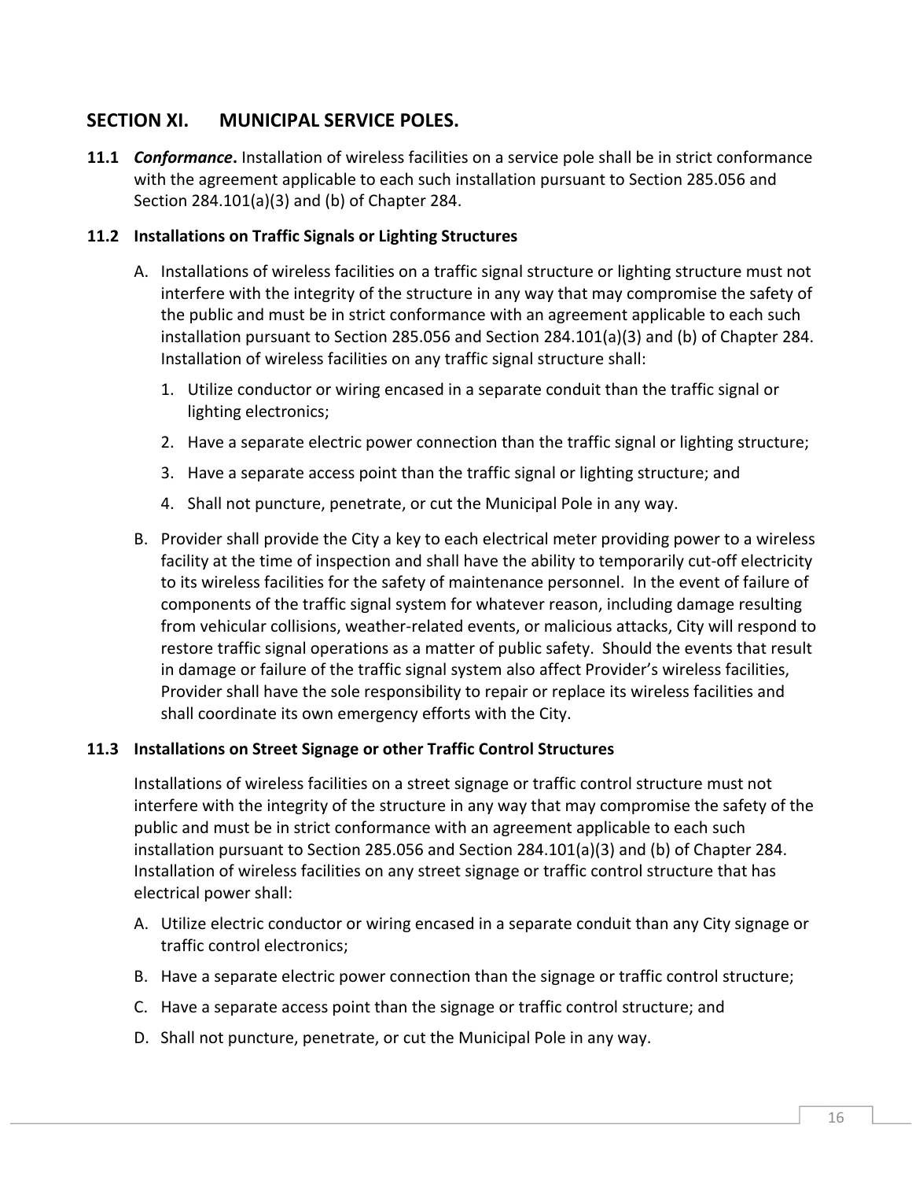## SECTION XI. MUNICIPAL SERVICE POLES.

**11.1** ***Conformance*.** Installation of wireless facilities on a service pole shall be in strict conformance with the agreement applicable to each such installation pursuant to Section 285.056 and Section 284.101(a)(3) and (b) of Chapter 284.

**11.2 Installations on Traffic Signals or Lighting Structures**

A. Installations of wireless facilities on a traffic signal structure or lighting structure must not interfere with the integrity of the structure in any way that may compromise the safety of the public and must be in strict conformance with an agreement applicable to each such installation pursuant to Section 285.056 and Section 284.101(a)(3) and (b) of Chapter 284. Installation of wireless facilities on any traffic signal structure shall:

   1. Utilize conductor or wiring encased in a separate conduit than the traffic signal or lighting electronics;
   2. Have a separate electric power connection than the traffic signal or lighting structure;
   3. Have a separate access point than the traffic signal or lighting structure; and
   4. Shall not puncture, penetrate, or cut the Municipal Pole in any way.

B. Provider shall provide the City a key to each electrical meter providing power to a wireless facility at the time of inspection and shall have the ability to temporarily cut-off electricity to its wireless facilities for the safety of maintenance personnel. In the event of failure of components of the traffic signal system for whatever reason, including damage resulting from vehicular collisions, weather-related events, or malicious attacks, City will respond to restore traffic signal operations as a matter of public safety. Should the events that result in damage or failure of the traffic signal system also affect Provider's wireless facilities, Provider shall have the sole responsibility to repair or replace its wireless facilities and shall coordinate its own emergency efforts with the City.

**11.3 Installations on Street Signage or other Traffic Control Structures**

Installations of wireless facilities on a street signage or traffic control structure must not interfere with the integrity of the structure in any way that may compromise the safety of the public and must be in strict conformance with an agreement applicable to each such installation pursuant to Section 285.056 and Section 284.101(a)(3) and (b) of Chapter 284. Installation of wireless facilities on any street signage or traffic control structure that has electrical power shall:

A. Utilize electric conductor or wiring encased in a separate conduit than any City signage or traffic control electronics;

B. Have a separate electric power connection than the signage or traffic control structure;

C. Have a separate access point than the signage or traffic control structure; and

D. Shall not puncture, penetrate, or cut the Municipal Pole in any way.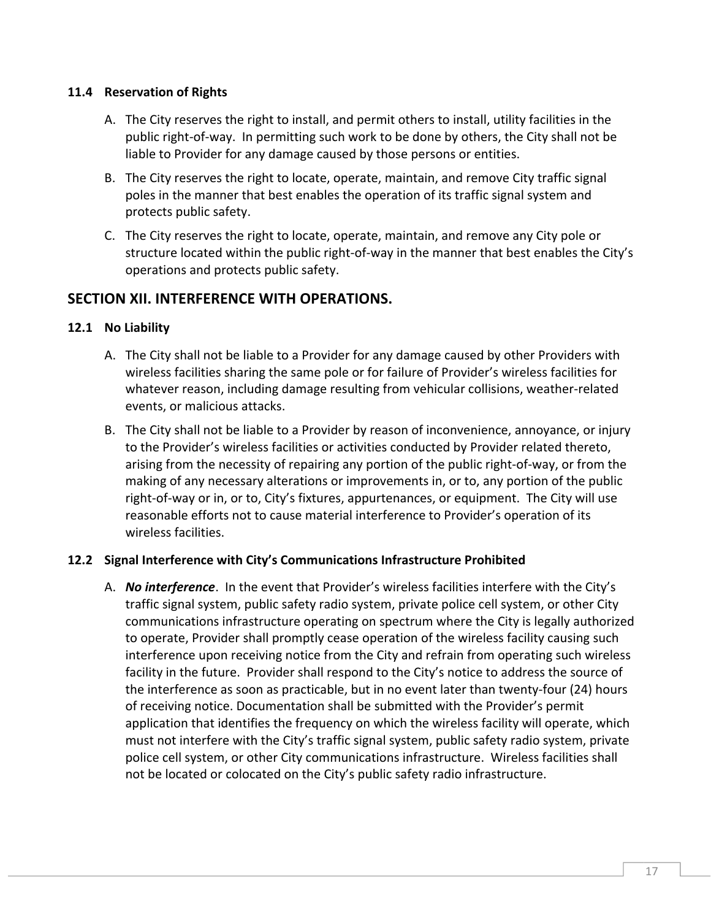### 11.4 Reservation of Rights

A. The City reserves the right to install, and permit others to install, utility facilities in the public right-of-way. In permitting such work to be done by others, the City shall not be liable to Provider for any damage caused by those persons or entities.

B. The City reserves the right to locate, operate, maintain, and remove City traffic signal poles in the manner that best enables the operation of its traffic signal system and protects public safety.

C. The City reserves the right to locate, operate, maintain, and remove any City pole or structure located within the public right-of-way in the manner that best enables the City's operations and protects public safety.

## SECTION XII. INTERFERENCE WITH OPERATIONS.

### 12.1 No Liability

A. The City shall not be liable to a Provider for any damage caused by other Providers with wireless facilities sharing the same pole or for failure of Provider's wireless facilities for whatever reason, including damage resulting from vehicular collisions, weather-related events, or malicious attacks.

B. The City shall not be liable to a Provider by reason of inconvenience, annoyance, or injury to the Provider's wireless facilities or activities conducted by Provider related thereto, arising from the necessity of repairing any portion of the public right-of-way, or from the making of any necessary alterations or improvements in, or to, any portion of the public right-of-way or in, or to, City's fixtures, appurtenances, or equipment. The City will use reasonable efforts not to cause material interference to Provider's operation of its wireless facilities.

### 12.2 Signal Interference with City's Communications Infrastructure Prohibited

A. ***No interference***. In the event that Provider's wireless facilities interfere with the City's traffic signal system, public safety radio system, private police cell system, or other City communications infrastructure operating on spectrum where the City is legally authorized to operate, Provider shall promptly cease operation of the wireless facility causing such interference upon receiving notice from the City and refrain from operating such wireless facility in the future. Provider shall respond to the City's notice to address the source of the interference as soon as practicable, but in no event later than twenty-four (24) hours of receiving notice. Documentation shall be submitted with the Provider's permit application that identifies the frequency on which the wireless facility will operate, which must not interfere with the City's traffic signal system, public safety radio system, private police cell system, or other City communications infrastructure. Wireless facilities shall not be located or colocated on the City's public safety radio infrastructure.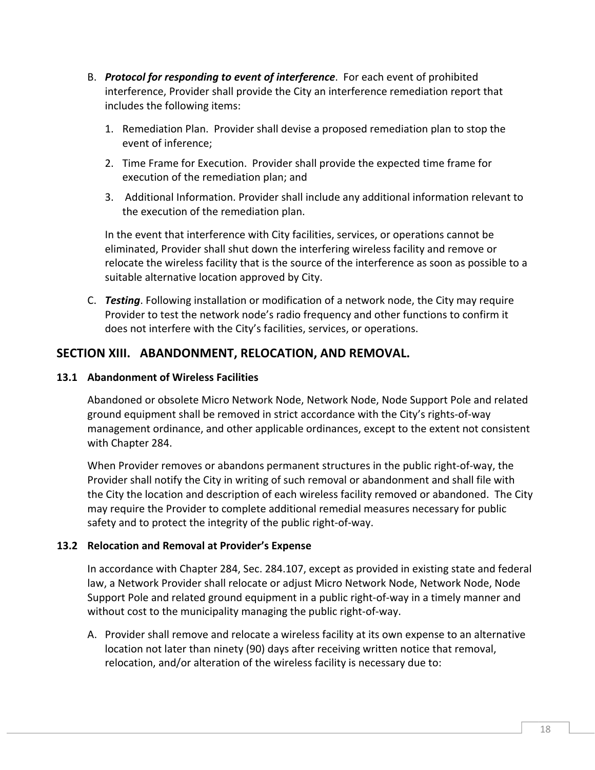B. ***Protocol for responding to event of interference***. For each event of prohibited interference, Provider shall provide the City an interference remediation report that includes the following items:

   1. Remediation Plan. Provider shall devise a proposed remediation plan to stop the event of inference;
   2. Time Frame for Execution. Provider shall provide the expected time frame for execution of the remediation plan; and
   3. Additional Information. Provider shall include any additional information relevant to the execution of the remediation plan.

   In the event that interference with City facilities, services, or operations cannot be eliminated, Provider shall shut down the interfering wireless facility and remove or relocate the wireless facility that is the source of the interference as soon as possible to a suitable alternative location approved by City.

C. ***Testing***. Following installation or modification of a network node, the City may require Provider to test the network node's radio frequency and other functions to confirm it does not interfere with the City's facilities, services, or operations.

## SECTION XIII. ABANDONMENT, RELOCATION, AND REMOVAL.

### 13.1 Abandonment of Wireless Facilities

Abandoned or obsolete Micro Network Node, Network Node, Node Support Pole and related ground equipment shall be removed in strict accordance with the City's rights-of-way management ordinance, and other applicable ordinances, except to the extent not consistent with Chapter 284.

When Provider removes or abandons permanent structures in the public right-of-way, the Provider shall notify the City in writing of such removal or abandonment and shall file with the City the location and description of each wireless facility removed or abandoned. The City may require the Provider to complete additional remedial measures necessary for public safety and to protect the integrity of the public right-of-way.

### 13.2 Relocation and Removal at Provider's Expense

In accordance with Chapter 284, Sec. 284.107, except as provided in existing state and federal law, a Network Provider shall relocate or adjust Micro Network Node, Network Node, Node Support Pole and related ground equipment in a public right-of-way in a timely manner and without cost to the municipality managing the public right-of-way.

A. Provider shall remove and relocate a wireless facility at its own expense to an alternative location not later than ninety (90) days after receiving written notice that removal, relocation, and/or alteration of the wireless facility is necessary due to: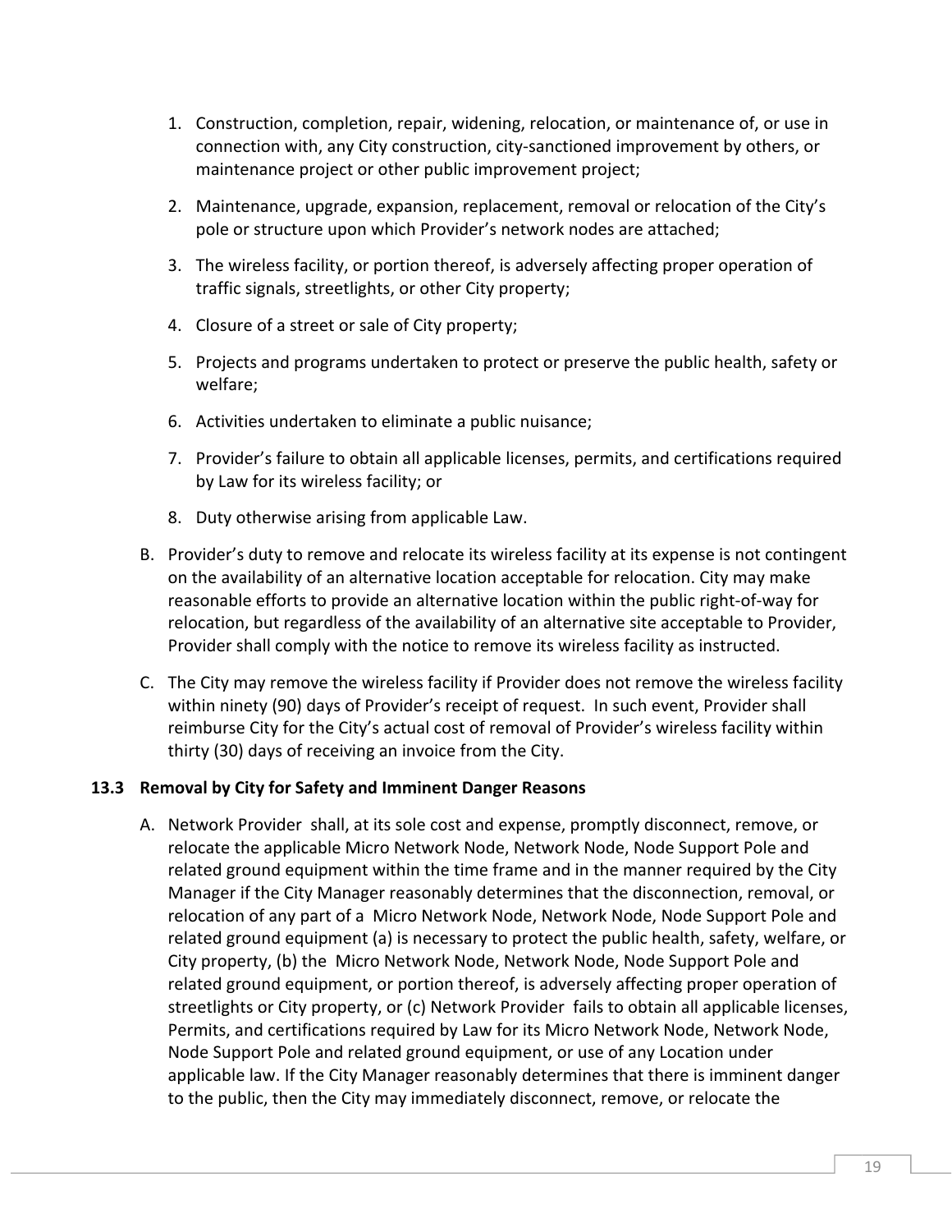1. Construction, completion, repair, widening, relocation, or maintenance of, or use in connection with, any City construction, city-sanctioned improvement by others, or maintenance project or other public improvement project;

2. Maintenance, upgrade, expansion, replacement, removal or relocation of the City's pole or structure upon which Provider's network nodes are attached;

3. The wireless facility, or portion thereof, is adversely affecting proper operation of traffic signals, streetlights, or other City property;

4. Closure of a street or sale of City property;

5. Projects and programs undertaken to protect or preserve the public health, safety or welfare;

6. Activities undertaken to eliminate a public nuisance;

7. Provider's failure to obtain all applicable licenses, permits, and certifications required by Law for its wireless facility; or

8. Duty otherwise arising from applicable Law.

B. Provider's duty to remove and relocate its wireless facility at its expense is not contingent on the availability of an alternative location acceptable for relocation. City may make reasonable efforts to provide an alternative location within the public right-of-way for relocation, but regardless of the availability of an alternative site acceptable to Provider, Provider shall comply with the notice to remove its wireless facility as instructed.

C. The City may remove the wireless facility if Provider does not remove the wireless facility within ninety (90) days of Provider's receipt of request. In such event, Provider shall reimburse City for the City's actual cost of removal of Provider's wireless facility within thirty (30) days of receiving an invoice from the City.

### 13.3 Removal by City for Safety and Imminent Danger Reasons

A. Network Provider shall, at its sole cost and expense, promptly disconnect, remove, or relocate the applicable Micro Network Node, Network Node, Node Support Pole and related ground equipment within the time frame and in the manner required by the City Manager if the City Manager reasonably determines that the disconnection, removal, or relocation of any part of a Micro Network Node, Network Node, Node Support Pole and related ground equipment (a) is necessary to protect the public health, safety, welfare, or City property, (b) the Micro Network Node, Network Node, Node Support Pole and related ground equipment, or portion thereof, is adversely affecting proper operation of streetlights or City property, or (c) Network Provider fails to obtain all applicable licenses, Permits, and certifications required by Law for its Micro Network Node, Network Node, Node Support Pole and related ground equipment, or use of any Location under applicable law. If the City Manager reasonably determines that there is imminent danger to the public, then the City may immediately disconnect, remove, or relocate the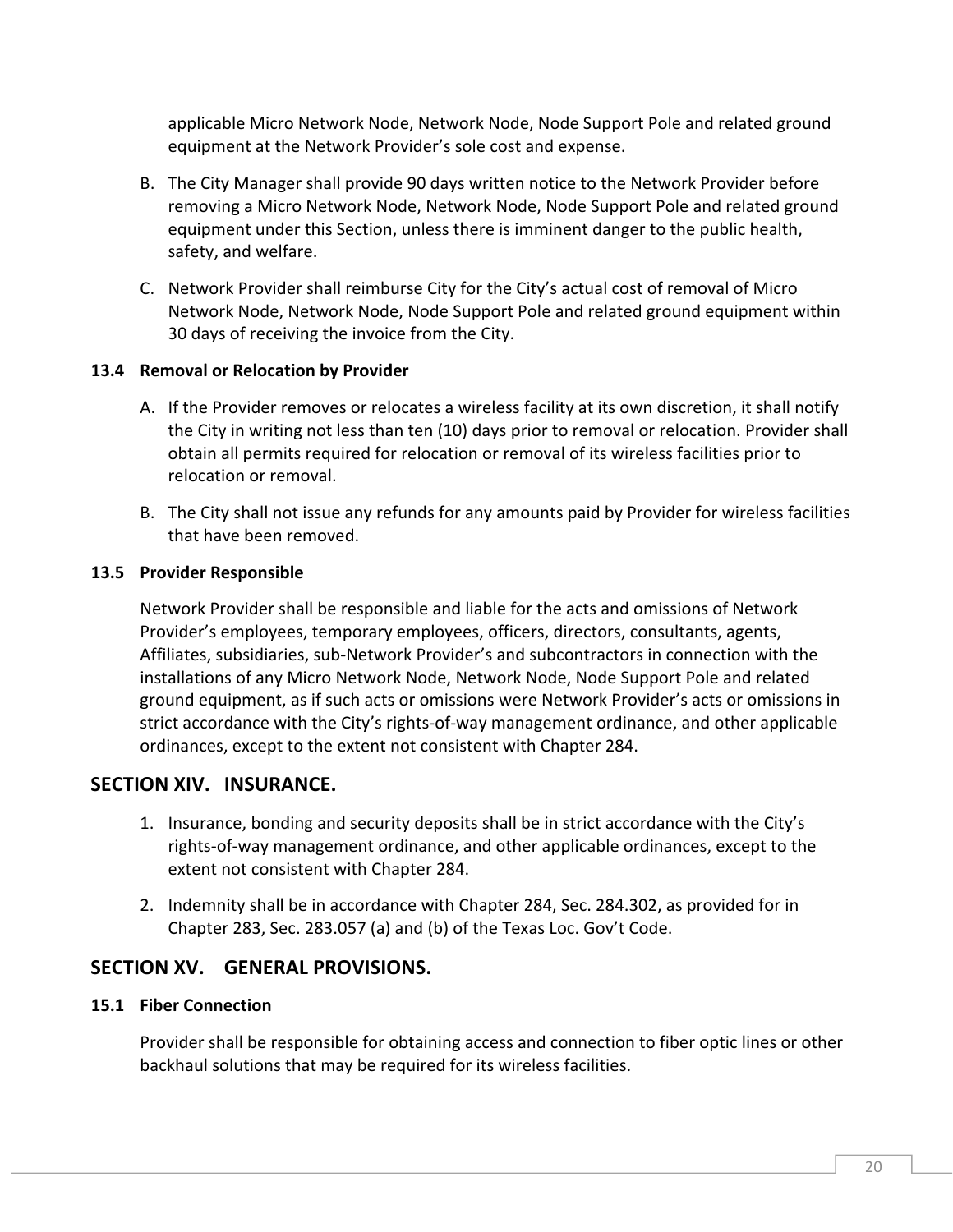applicable Micro Network Node, Network Node, Node Support Pole and related ground equipment at the Network Provider's sole cost and expense.

B. The City Manager shall provide 90 days written notice to the Network Provider before removing a Micro Network Node, Network Node, Node Support Pole and related ground equipment under this Section, unless there is imminent danger to the public health, safety, and welfare.

C. Network Provider shall reimburse City for the City's actual cost of removal of Micro Network Node, Network Node, Node Support Pole and related ground equipment within 30 days of receiving the invoice from the City.

### 13.4 Removal or Relocation by Provider

A. If the Provider removes or relocates a wireless facility at its own discretion, it shall notify the City in writing not less than ten (10) days prior to removal or relocation. Provider shall obtain all permits required for relocation or removal of its wireless facilities prior to relocation or removal.

B. The City shall not issue any refunds for any amounts paid by Provider for wireless facilities that have been removed.

### 13.5 Provider Responsible

Network Provider shall be responsible and liable for the acts and omissions of Network Provider's employees, temporary employees, officers, directors, consultants, agents, Affiliates, subsidiaries, sub-Network Provider's and subcontractors in connection with the installations of any Micro Network Node, Network Node, Node Support Pole and related ground equipment, as if such acts or omissions were Network Provider's acts or omissions in strict accordance with the City's rights-of-way management ordinance, and other applicable ordinances, except to the extent not consistent with Chapter 284.

## SECTION XIV. INSURANCE.

1. Insurance, bonding and security deposits shall be in strict accordance with the City's rights-of-way management ordinance, and other applicable ordinances, except to the extent not consistent with Chapter 284.
2. Indemnity shall be in accordance with Chapter 284, Sec. 284.302, as provided for in Chapter 283, Sec. 283.057 (a) and (b) of the Texas Loc. Gov't Code.

## SECTION XV. GENERAL PROVISIONS.

### 15.1 Fiber Connection

Provider shall be responsible for obtaining access and connection to fiber optic lines or other backhaul solutions that may be required for its wireless facilities.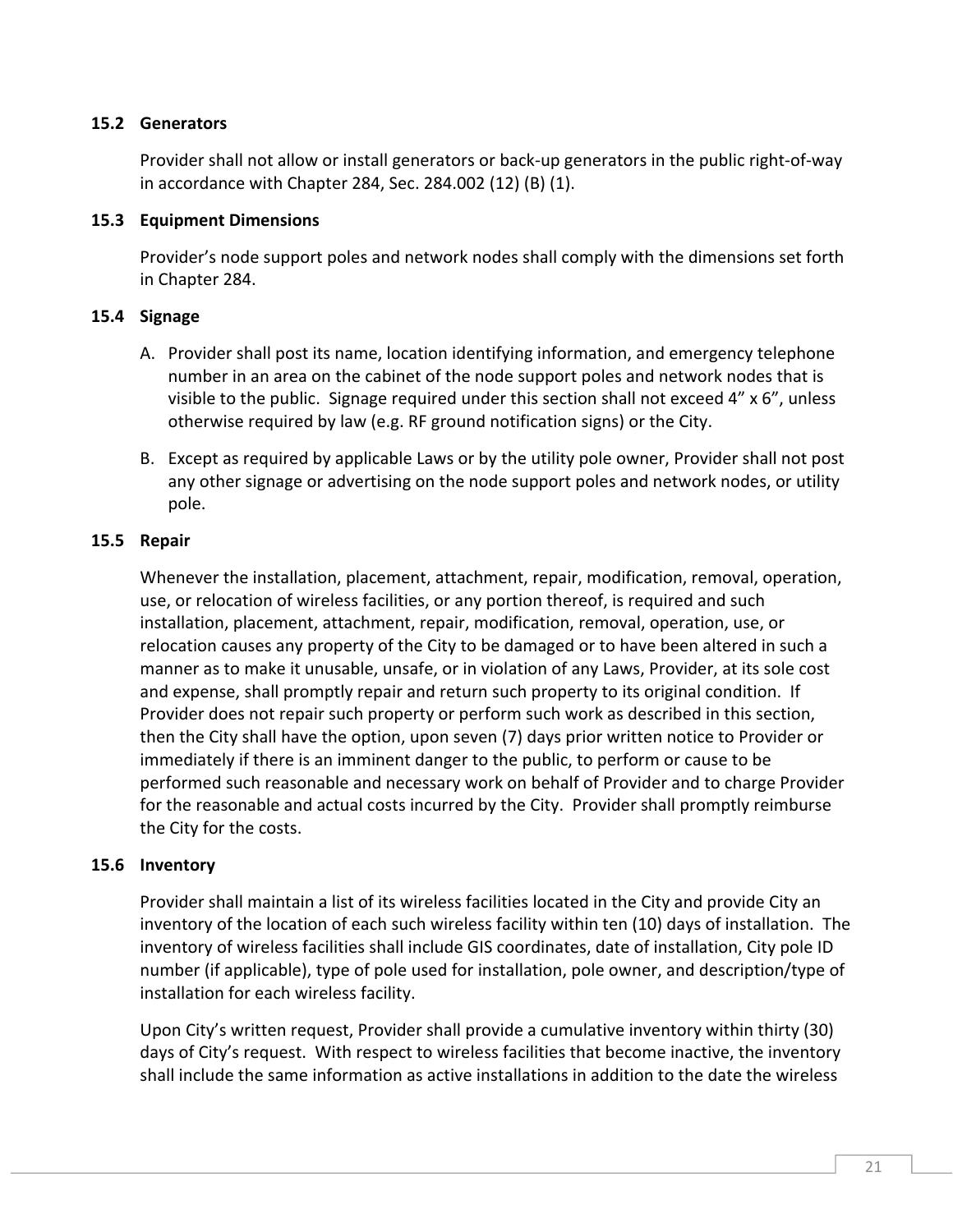### 15.2 Generators

Provider shall not allow or install generators or back-up generators in the public right-of-way in accordance with Chapter 284, Sec. 284.002 (12) (B) (1).

### 15.3 Equipment Dimensions

Provider's node support poles and network nodes shall comply with the dimensions set forth in Chapter 284.

### 15.4 Signage

A. Provider shall post its name, location identifying information, and emergency telephone number in an area on the cabinet of the node support poles and network nodes that is visible to the public. Signage required under this section shall not exceed 4" x 6", unless otherwise required by law (e.g. RF ground notification signs) or the City.

B. Except as required by applicable Laws or by the utility pole owner, Provider shall not post any other signage or advertising on the node support poles and network nodes, or utility pole.

### 15.5 Repair

Whenever the installation, placement, attachment, repair, modification, removal, operation, use, or relocation of wireless facilities, or any portion thereof, is required and such installation, placement, attachment, repair, modification, removal, operation, use, or relocation causes any property of the City to be damaged or to have been altered in such a manner as to make it unusable, unsafe, or in violation of any Laws, Provider, at its sole cost and expense, shall promptly repair and return such property to its original condition. If Provider does not repair such property or perform such work as described in this section, then the City shall have the option, upon seven (7) days prior written notice to Provider or immediately if there is an imminent danger to the public, to perform or cause to be performed such reasonable and necessary work on behalf of Provider and to charge Provider for the reasonable and actual costs incurred by the City. Provider shall promptly reimburse the City for the costs.

### 15.6 Inventory

Provider shall maintain a list of its wireless facilities located in the City and provide City an inventory of the location of each such wireless facility within ten (10) days of installation. The inventory of wireless facilities shall include GIS coordinates, date of installation, City pole ID number (if applicable), type of pole used for installation, pole owner, and description/type of installation for each wireless facility.

Upon City's written request, Provider shall provide a cumulative inventory within thirty (30) days of City's request. With respect to wireless facilities that become inactive, the inventory shall include the same information as active installations in addition to the date the wireless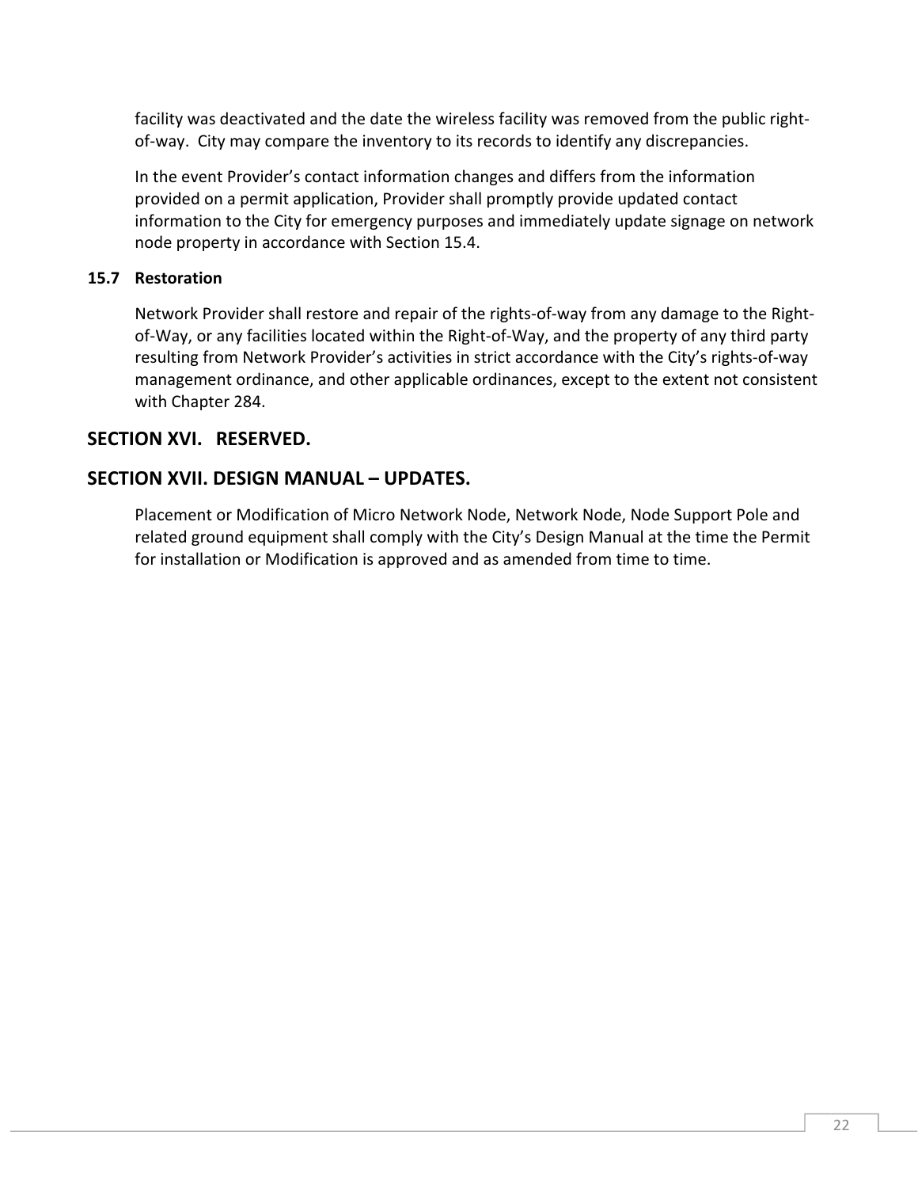facility was deactivated and the date the wireless facility was removed from the public right-of-way. City may compare the inventory to its records to identify any discrepancies.

In the event Provider's contact information changes and differs from the information provided on a permit application, Provider shall promptly provide updated contact information to the City for emergency purposes and immediately update signage on network node property in accordance with Section 15.4.

### 15.7 Restoration

Network Provider shall restore and repair of the rights-of-way from any damage to the Right-of-Way, or any facilities located within the Right-of-Way, and the property of any third party resulting from Network Provider's activities in strict accordance with the City's rights-of-way management ordinance, and other applicable ordinances, except to the extent not consistent with Chapter 284.

## SECTION XVI. RESERVED.

## SECTION XVII. DESIGN MANUAL – UPDATES.

Placement or Modification of Micro Network Node, Network Node, Node Support Pole and related ground equipment shall comply with the City's Design Manual at the time the Permit for installation or Modification is approved and as amended from time to time.